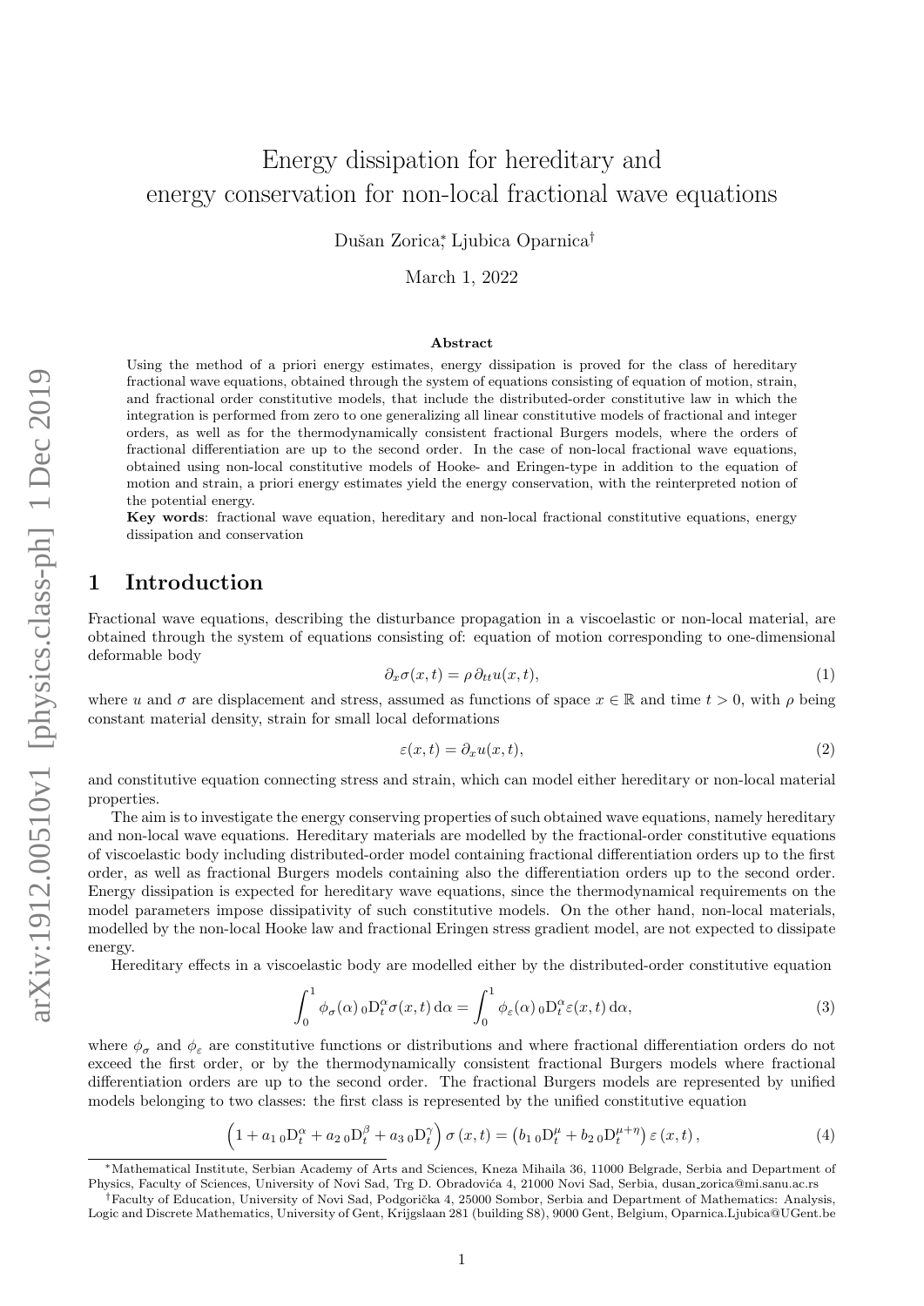# Energy dissipation for hereditary and energy conservation for non-local fractional wave equations

Dušan Zorica[*], Ljubica Oparnica[†]

March 1, 2022

### Abstract

Using the method of a priori energy estimates, energy dissipation is proved for the class of hereditary fractional wave equations, obtained through the system of equations consisting of equation of motion, strain, and fractional order constitutive models, that include the distributed-order constitutive law in which the integration is performed from zero to one generalizing all linear constitutive models of fractional and integer orders, as well as for the thermodynamically consistent fractional Burgers models, where the orders of fractional differentiation are up to the second order. In the case of non-local fractional wave equations, obtained using non-local constitutive models of Hooke- and Eringen-type in addition to the equation of motion and strain, a priori energy estimates yield the energy conservation, with the reinterpreted notion of the potential energy.

**Key words**: fractional wave equation, hereditary and non-local fractional constitutive equations, energy dissipation and conservation

## 1 Introduction

Fractional wave equations, describing the disturbance propagation in a viscoelastic or non-local material, are obtained through the system of equations consisting of: equation of motion corresponding to one-dimensional deformable body

$$\partial_x \sigma(x,t) = \rho\, \partial_{tt} u(x,t), \tag{1}$$

where $u$ and $\sigma$ are displacement and stress, assumed as functions of space $x \in \mathbb{R}$ and time $t > 0$, with $\rho$ being constant material density, strain for small local deformations

$$\varepsilon(x,t) = \partial_x u(x,t), \tag{2}$$

and constitutive equation connecting stress and strain, which can model either hereditary or non-local material properties.

The aim is to investigate the energy conserving properties of such obtained wave equations, namely hereditary and non-local wave equations. Hereditary materials are modelled by the fractional-order constitutive equations of viscoelastic body including distributed-order model containing fractional differentiation orders up to the first order, as well as fractional Burgers models containing also the differentiation orders up to the second order. Energy dissipation is expected for hereditary wave equations, since the thermodynamical requirements on the model parameters impose dissipativity of such constitutive models. On the other hand, non-local materials, modelled by the non-local Hooke law and fractional Eringen stress gradient model, are not expected to dissipate energy.

Hereditary effects in a viscoelastic body are modelled either by the distributed-order constitutive equation

$$\int_0^1 \phi_\sigma(\alpha)\, {}_0\mathrm{D}_t^\alpha \sigma(x,t)\, \mathrm{d}\alpha = \int_0^1 \phi_\varepsilon(\alpha)\, {}_0\mathrm{D}_t^\alpha \varepsilon(x,t)\, \mathrm{d}\alpha, \tag{3}$$

where $\phi_\sigma$ and $\phi_\varepsilon$ are constitutive functions or distributions and where fractional differentiation orders do not exceed the first order, or by the thermodynamically consistent fractional Burgers models where fractional differentiation orders are up to the second order. The fractional Burgers models are represented by unified models belonging to two classes: the first class is represented by the unified constitutive equation

$$\left(1 + a_1\, {}_0\mathrm{D}_t^\alpha + a_2\, {}_0\mathrm{D}_t^\beta + a_3\, {}_0\mathrm{D}_t^\gamma\right) \sigma(x,t) = \left(b_1\, {}_0\mathrm{D}_t^\mu + b_2\, {}_0\mathrm{D}_t^{\mu+\eta}\right) \varepsilon(x,t), \tag{4}$$

[*]Mathematical Institute, Serbian Academy of Arts and Sciences, Kneza Mihaila 36, 11000 Belgrade, Serbia and Department of Physics, Faculty of Sciences, University of Novi Sad, Trg D. Obradovića 4, 21000 Novi Sad, Serbia, dusan_zorica@mi.sanu.ac.rs

[†]Faculty of Education, University of Novi Sad, Podgorička 4, 25000 Sombor, Serbia and Department of Mathematics: Analysis, Logic and Discrete Mathematics, University of Gent, Krijgslaan 281 (building S8), 9000 Gent, Belgium, Oparnica.Ljubica@UGent.be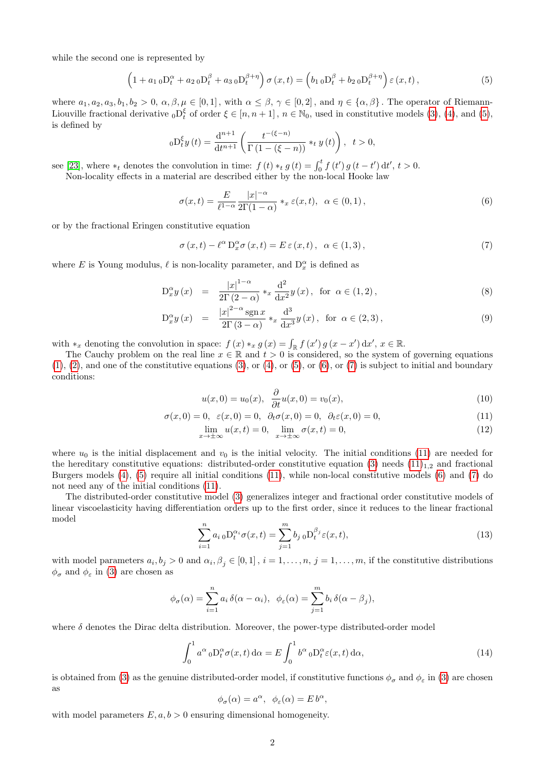while the second one is represented by

$$\left(1 + a_1 \, {}_0\mathrm{D}_t^{\alpha} + a_2 \, {}_0\mathrm{D}_t^{\beta} + a_3 \, {}_0\mathrm{D}_t^{\beta+\eta}\right) \sigma(x,t) = \left(b_1 \, {}_0\mathrm{D}_t^{\beta} + b_2 \, {}_0\mathrm{D}_t^{\beta+\eta}\right) \varepsilon(x,t), \tag{5}$$

where $a_1, a_2, a_3, b_1, b_2 > 0$, $\alpha, \beta, \mu \in [0,1]$, with $\alpha \leq \beta$, $\gamma \in [0,2]$, and $\eta \in \{\alpha, \beta\}$. The operator of Riemann-Liouville fractional derivative ${}_0\mathrm{D}_t^{\xi}$ of order $\xi \in [n, n+1]$, $n \in \mathbb{N}_0$, used in constitutive models (3), (4), and (5), is defined by

$$ {}_0\mathrm{D}_t^{\xi} y(t) = \frac{\mathrm{d}^{n+1}}{\mathrm{d}t^{n+1}} \left( \frac{t^{-(\xi-n)}}{\Gamma(1-(\xi-n))} *_t y(t) \right), \quad t > 0,$$

see [23], where $*_t$ denotes the convolution in time: $f(t) *_t g(t) = \int_0^t f(t') \, g(t-t') \, \mathrm{d}t'$, $t > 0$.

Non-locality effects in a material are described either by the non-local Hooke law

$$\sigma(x,t) = \frac{E}{\ell^{1-\alpha}} \frac{|x|^{-\alpha}}{2\Gamma(1-\alpha)} *_x \varepsilon(x,t), \quad \alpha \in (0,1), \tag{6}$$

or by the fractional Eringen constitutive equation

$$\sigma(x,t) - \ell^{\alpha} \, \mathrm{D}_x^{\alpha} \sigma(x,t) = E \, \varepsilon(x,t), \quad \alpha \in (1,3), \tag{7}$$

where $E$ is Young modulus, $\ell$ is non-locality parameter, and $\mathrm{D}_x^{\alpha}$ is defined as

$$\mathrm{D}_x^{\alpha} y(x) = \frac{|x|^{1-\alpha}}{2\Gamma(2-\alpha)} *_x \frac{\mathrm{d}^2}{\mathrm{d}x^2} y(x), \quad \text{for } \alpha \in (1,2), \tag{8}$$

$$\mathrm{D}_x^{\alpha} y(x) = \frac{|x|^{2-\alpha} \operatorname{sgn} x}{2\Gamma(3-\alpha)} *_x \frac{\mathrm{d}^3}{\mathrm{d}x^3} y(x), \quad \text{for } \alpha \in (2,3), \tag{9}$$

with $*_x$ denoting the convolution in space: $f(x) *_x g(x) = \int_{\mathbb{R}} f(x') \, g(x-x') \, \mathrm{d}x'$, $x \in \mathbb{R}$.

The Cauchy problem on the real line $x \in \mathbb{R}$ and $t > 0$ is considered, so the system of governing equations (1), (2), and one of the constitutive equations (3), or (4), or (5), or (6), or (7) is subject to initial and boundary conditions:

$$u(x,0) = u_0(x), \quad \frac{\partial}{\partial t} u(x,0) = v_0(x), \tag{10}$$

$$\sigma(x,0) = 0, \quad \varepsilon(x,0) = 0, \quad \partial_t \sigma(x,0) = 0, \quad \partial_t \varepsilon(x,0) = 0, \tag{11}$$

$$\lim_{x \to \pm\infty} u(x,t) = 0, \quad \lim_{x \to \pm\infty} \sigma(x,t) = 0, \tag{12}$$

where $u_0$ is the initial displacement and $v_0$ is the initial velocity. The initial conditions (11) are needed for the hereditary constitutive equations: distributed-order constitutive equation (3) needs $(11)_{1,2}$ and fractional Burgers models (4), (5) require all initial conditions (11), while non-local constitutive models (6) and (7) do not need any of the initial conditions (11).

The distributed-order constitutive model (3) generalizes integer and fractional order constitutive models of linear viscoelasticity having differentiation orders up to the first order, since it reduces to the linear fractional model

$$\sum_{i=1}^{n} a_i \, {}_0\mathrm{D}_t^{\alpha_i} \sigma(x,t) = \sum_{j=1}^{m} b_j \, {}_0\mathrm{D}_t^{\beta_j} \varepsilon(x,t), \tag{13}$$

with model parameters $a_i, b_j > 0$ and $\alpha_i, \beta_j \in [0,1]$, $i = 1, \ldots, n$, $j = 1, \ldots, m$, if the constitutive distributions $\phi_\sigma$ and $\phi_\varepsilon$ in (3) are chosen as

$$\phi_\sigma(\alpha) = \sum_{i=1}^{n} a_i \, \delta(\alpha - \alpha_i), \quad \phi_\varepsilon(\alpha) = \sum_{j=1}^{m} b_i \, \delta(\alpha - \beta_j),$$

where $\delta$ denotes the Dirac delta distribution. Moreover, the power-type distributed-order model

$$\int_0^1 a^{\alpha} \, {}_0\mathrm{D}_t^{\alpha} \sigma(x,t) \, \mathrm{d}\alpha = E \int_0^1 b^{\alpha} \, {}_0\mathrm{D}_t^{\alpha} \varepsilon(x,t) \, \mathrm{d}\alpha, \tag{14}$$

is obtained from (3) as the genuine distributed-order model, if constitutive functions $\phi_\sigma$ and $\phi_\varepsilon$ in (3) are chosen as

$$\phi_\sigma(\alpha) = a^{\alpha}, \quad \phi_\varepsilon(\alpha) = E \, b^{\alpha},$$

with model parameters $E, a, b > 0$ ensuring dimensional homogeneity.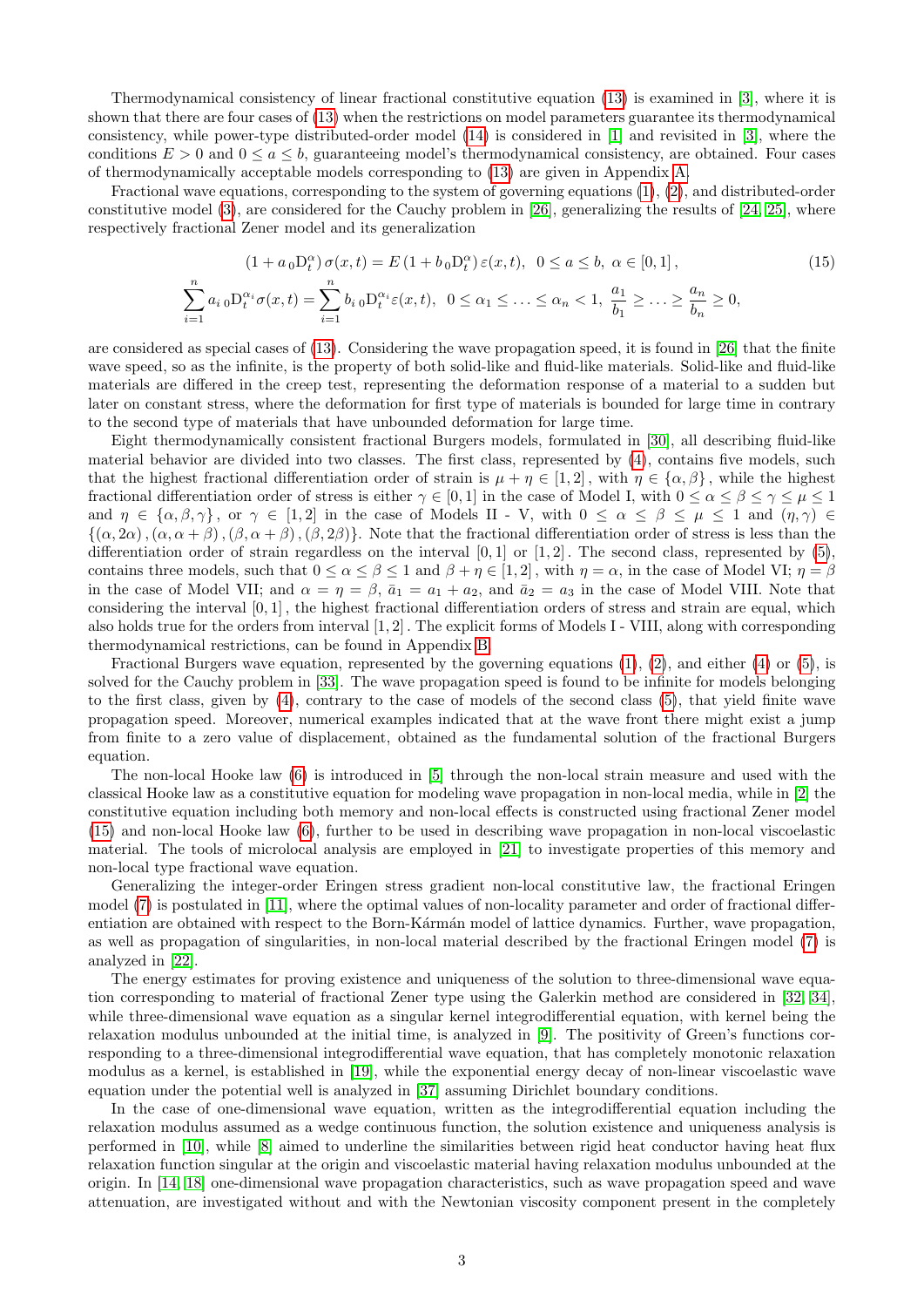Thermodynamical consistency of linear fractional constitutive equation (13) is examined in [3], where it is shown that there are four cases of (13) when the restrictions on model parameters guarantee its thermodynamical consistency, while power-type distributed-order model (14) is considered in [1] and revisited in [3], where the conditions $E > 0$ and $0 \leq a \leq b$, guaranteeing model's thermodynamical consistency, are obtained. Four cases of thermodynamically acceptable models corresponding to (13) are given in Appendix A.

Fractional wave equations, corresponding to the system of governing equations (1), (2), and distributed-order constitutive model (3), are considered for the Cauchy problem in [26], generalizing the results of [24, 25], where respectively fractional Zener model and its generalization

$$
\begin{gathered}
\left(1 + a\, {}_0\mathrm{D}_t^{\alpha}\right) \sigma(x,t) = E \left(1 + b\, {}_0\mathrm{D}_t^{\alpha}\right) \varepsilon(x,t), \quad 0 \leq a \leq b, \ \alpha \in [0,1], \qquad (15) \\
\sum_{i=1}^{n} a_i\, {}_0\mathrm{D}_t^{\alpha_i} \sigma(x,t) = \sum_{i=1}^{n} b_i\, {}_0\mathrm{D}_t^{\alpha_i} \varepsilon(x,t), \quad 0 \leq \alpha_1 \leq \ldots \leq \alpha_n < 1, \ \frac{a_1}{b_1} \geq \ldots \geq \frac{a_n}{b_n} \geq 0,
\end{gathered}
$$

are considered as special cases of (13). Considering the wave propagation speed, it is found in [26] that the finite wave speed, so as the infinite, is the property of both solid-like and fluid-like materials. Solid-like and fluid-like materials are differed in the creep test, representing the deformation response of a material to a sudden but later on constant stress, where the deformation for first type of materials is bounded for large time in contrary to the second type of materials that have unbounded deformation for large time.

Eight thermodynamically consistent fractional Burgers models, formulated in [30], all describing fluid-like material behavior are divided into two classes. The first class, represented by (4), contains five models, such that the highest fractional differentiation order of strain is $\mu + \eta \in [1,2]$, with $\eta \in \{\alpha, \beta\}$, while the highest fractional differentiation order of stress is either $\gamma \in [0,1]$ in the case of Model I, with $0 \leq \alpha \leq \beta \leq \gamma \leq \mu \leq 1$ and $\eta \in \{\alpha, \beta, \gamma\}$, or $\gamma \in [1,2]$ in the case of Models II - V, with $0 \leq \alpha \leq \beta \leq \mu \leq 1$ and $(\eta, \gamma) \in \{(\alpha, 2\alpha), (\alpha, \alpha+\beta), (\beta, \alpha+\beta), (\beta, 2\beta)\}$. Note that the fractional differentiation order of stress is less than the differentiation order of strain regardless on the interval $[0,1]$ or $[1,2]$. The second class, represented by (5), contains three models, such that $0 \leq \alpha \leq \beta \leq 1$ and $\beta + \eta \in [1,2]$, with $\eta = \alpha$, in the case of Model VI; $\eta = \beta$ in the case of Model VII; and $\alpha = \eta = \beta$, $\bar{a}_1 = a_1 + a_2$, and $\bar{a}_2 = a_3$ in the case of Model VIII. Note that considering the interval $[0,1]$, the highest fractional differentiation orders of stress and strain are equal, which also holds true for the orders from interval $[1,2]$. The explicit forms of Models I - VIII, along with corresponding thermodynamical restrictions, can be found in Appendix B.

Fractional Burgers wave equation, represented by the governing equations (1), (2), and either (4) or (5), is solved for the Cauchy problem in [33]. The wave propagation speed is found to be infinite for models belonging to the first class, given by (4), contrary to the case of models of the second class (5), that yield finite wave propagation speed. Moreover, numerical examples indicated that at the wave front there might exist a jump from finite to a zero value of displacement, obtained as the fundamental solution of the fractional Burgers equation.

The non-local Hooke law (6) is introduced in [5] through the non-local strain measure and used with the classical Hooke law as a constitutive equation for modeling wave propagation in non-local media, while in [2] the constitutive equation including both memory and non-local effects is constructed using fractional Zener model (15) and non-local Hooke law (6), further to be used in describing wave propagation in non-local viscoelastic material. The tools of microlocal analysis are employed in [21] to investigate properties of this memory and non-local type fractional wave equation.

Generalizing the integer-order Eringen stress gradient non-local constitutive law, the fractional Eringen model (7) is postulated in [11], where the optimal values of non-locality parameter and order of fractional differentiation are obtained with respect to the Born-Kármán model of lattice dynamics. Further, wave propagation, as well as propagation of singularities, in non-local material described by the fractional Eringen model (7) is analyzed in [22].

The energy estimates for proving existence and uniqueness of the solution to three-dimensional wave equation corresponding to material of fractional Zener type using the Galerkin method are considered in [32, 34], while three-dimensional wave equation as a singular kernel integrodifferential equation, with kernel being the relaxation modulus unbounded at the initial time, is analyzed in [9]. The positivity of Green's functions corresponding to a three-dimensional integrodifferential wave equation, that has completely monotonic relaxation modulus as a kernel, is established in [19], while the exponential energy decay of non-linear viscoelastic wave equation under the potential well is analyzed in [37] assuming Dirichlet boundary conditions.

In the case of one-dimensional wave equation, written as the integrodifferential equation including the relaxation modulus assumed as a wedge continuous function, the solution existence and uniqueness analysis is performed in [10], while [8] aimed to underline the similarities between rigid heat conductor having heat flux relaxation function singular at the origin and viscoelastic material having relaxation modulus unbounded at the origin. In [14, 18] one-dimensional wave propagation characteristics, such as wave propagation speed and wave attenuation, are investigated without and with the Newtonian viscosity component present in the completely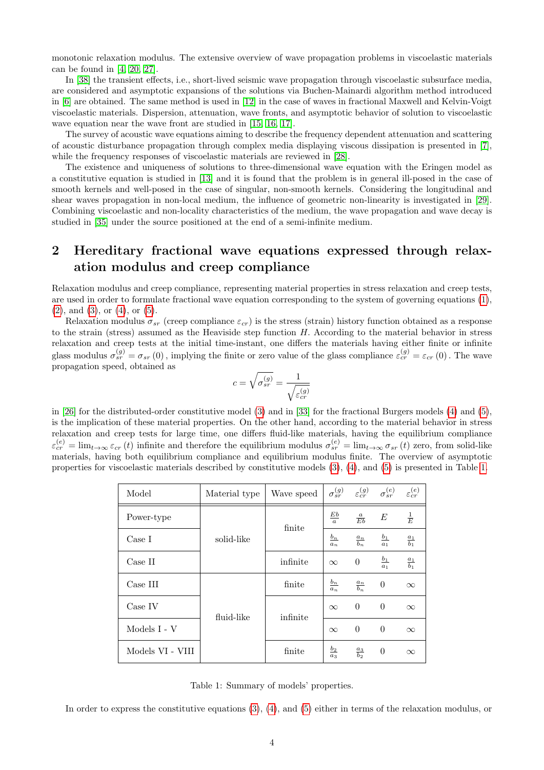monotonic relaxation modulus. The extensive overview of wave propagation problems in viscoelastic materials can be found in [4, 20, 27].

In [38] the transient effects, i.e., short-lived seismic wave propagation through viscoelastic subsurface media, are considered and asymptotic expansions of the solutions via Buchen-Mainardi algorithm method introduced in [6] are obtained. The same method is used in [12] in the case of waves in fractional Maxwell and Kelvin-Voigt viscoelastic materials. Dispersion, attenuation, wave fronts, and asymptotic behavior of solution to viscoelastic wave equation near the wave front are studied in [15, 16, 17].

The survey of acoustic wave equations aiming to describe the frequency dependent attenuation and scattering of acoustic disturbance propagation through complex media displaying viscous dissipation is presented in [7], while the frequency responses of viscoelastic materials are reviewed in [28].

The existence and uniqueness of solutions to three-dimensional wave equation with the Eringen model as a constitutive equation is studied in [13] and it is found that the problem is in general ill-posed in the case of smooth kernels and well-posed in the case of singular, non-smooth kernels. Considering the longitudinal and shear waves propagation in non-local medium, the influence of geometric non-linearity is investigated in [29]. Combining viscoelastic and non-locality characteristics of the medium, the wave propagation and wave decay is studied in [35] under the source positioned at the end of a semi-infinite medium.

## 2 Hereditary fractional wave equations expressed through relaxation modulus and creep compliance

Relaxation modulus and creep compliance, representing material properties in stress relaxation and creep tests, are used in order to formulate fractional wave equation corresponding to the system of governing equations (1), (2), and (3), or (4), or (5).

Relaxation modulus $\sigma_{sr}$ (creep compliance $\varepsilon_{cr}$) is the stress (strain) history function obtained as a response to the strain (stress) assumed as the Heaviside step function $H$. According to the material behavior in stress relaxation and creep tests at the initial time-instant, one differs the materials having either finite or infinite glass modulus $\sigma_{sr}^{(g)} = \sigma_{sr}(0)$, implying the finite or zero value of the glass compliance $\varepsilon_{cr}^{(g)} = \varepsilon_{cr}(0)$. The wave propagation speed, obtained as

$$c = \sqrt{\sigma_{sr}^{(g)}} = \frac{1}{\sqrt{\varepsilon_{cr}^{(g)}}}$$

in [26] for the distributed-order constitutive model (3) and in [33] for the fractional Burgers models (4) and (5), is the implication of these material properties. On the other hand, according to the material behavior in stress relaxation and creep tests for large time, one differs fluid-like materials, having the equilibrium compliance $\varepsilon_{cr}^{(e)} = \lim_{t\to\infty} \varepsilon_{cr}(t)$ infinite and therefore the equilibrium modulus $\sigma_{sr}^{(e)} = \lim_{t\to\infty} \sigma_{sr}(t)$ zero, from solid-like materials, having both equilibrium compliance and equilibrium modulus finite. The overview of asymptotic properties for viscoelastic materials described by constitutive models (3), (4), and (5) is presented in Table 1.

| Model | Material type | Wave speed | $\sigma_{sr}^{(g)}$ | $\varepsilon_{cr}^{(g)}$ | $\sigma_{sr}^{(e)}$ | $\varepsilon_{cr}^{(e)}$ |
|---|---|---|---|---|---|---|
| Power-type | solid-like | finite | $\frac{Eb}{a}$ | $\frac{a}{Eb}$ | $E$ | $\frac{1}{E}$ |
| Case I | solid-like | finite | $\frac{b_n}{a_n}$ | $\frac{a_n}{b_n}$ | $\frac{b_1}{a_1}$ | $\frac{a_1}{b_1}$ |
| Case II | solid-like | infinite | $\infty$ | $0$ | $\frac{b_1}{a_1}$ | $\frac{a_1}{b_1}$ |
| Case III | fluid-like | finite | $\frac{b_n}{a_n}$ | $\frac{a_n}{b_n}$ | $0$ | $\infty$ |
| Case IV | fluid-like | infinite | $\infty$ | $0$ | $0$ | $\infty$ |
| Models I - V | fluid-like | infinite | $\infty$ | $0$ | $0$ | $\infty$ |
| Models VI - VIII | fluid-like | finite | $\frac{b_2}{a_3}$ | $\frac{a_3}{b_2}$ | $0$ | $\infty$ |

Table 1: Summary of models' properties.

In order to express the constitutive equations (3), (4), and (5) either in terms of the relaxation modulus, or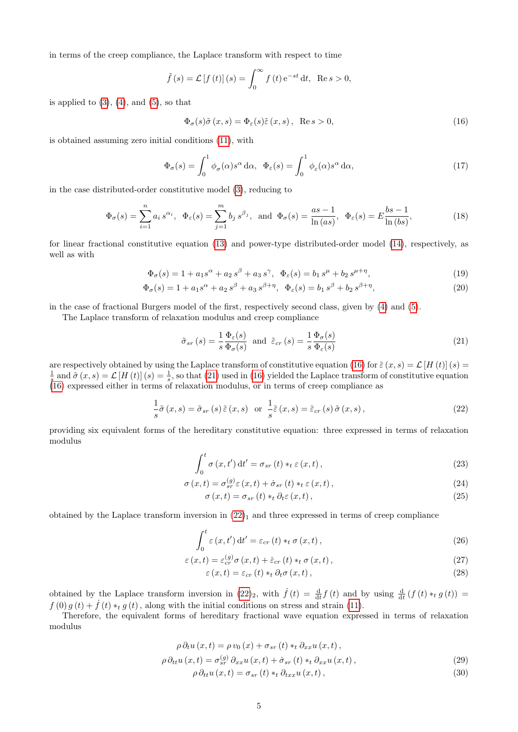in terms of the creep compliance, the Laplace transform with respect to time

$$\tilde{f}(s) = \mathcal{L}[f(t)](s) = \int_0^\infty f(t)\,\mathrm{e}^{-st}\,\mathrm{d}t, \quad \operatorname{Re} s > 0,$$

is applied to (3), (4), and (5), so that

$$\Phi_\sigma(s)\tilde{\sigma}(x,s) = \Phi_\varepsilon(s)\tilde{\varepsilon}(x,s), \quad \operatorname{Re} s > 0, \tag{16}$$

is obtained assuming zero initial conditions (11), with

$$\Phi_\sigma(s) = \int_0^1 \phi_\sigma(\alpha) s^\alpha\,\mathrm{d}\alpha, \quad \Phi_\varepsilon(s) = \int_0^1 \phi_\varepsilon(\alpha) s^\alpha\,\mathrm{d}\alpha, \tag{17}$$

in the case distributed-order constitutive model (3), reducing to

$$\Phi_\sigma(s) = \sum_{i=1}^{n} a_i\, s^{\alpha_i}, \quad \Phi_\varepsilon(s) = \sum_{j=1}^{m} b_j\, s^{\beta_j}, \quad \text{and} \quad \Phi_\sigma(s) = \frac{as-1}{\ln(as)}, \quad \Phi_\varepsilon(s) = E\frac{bs-1}{\ln(bs)}, \tag{18}$$

for linear fractional constitutive equation (13) and power-type distributed-order model (14), respectively, as well as with

$$\Phi_\sigma(s) = 1 + a_1 s^\alpha + a_2\, s^\beta + a_3\, s^\gamma, \quad \Phi_\varepsilon(s) = b_1\, s^\mu + b_2\, s^{\mu+\eta}, \tag{19}$$

$$\Phi_\sigma(s) = 1 + a_1 s^\alpha + a_2\, s^\beta + a_3\, s^{\beta+\eta}, \quad \Phi_\varepsilon(s) = b_1\, s^\beta + b_2\, s^{\beta+\eta}, \tag{20}$$

in the case of fractional Burgers model of the first, respectively second class, given by (4) and (5).

The Laplace transform of relaxation modulus and creep compliance

$$\tilde{\sigma}_{sr}(s) = \frac{1}{s}\frac{\Phi_\varepsilon(s)}{\Phi_\sigma(s)} \quad \text{and} \quad \tilde{\varepsilon}_{cr}(s) = \frac{1}{s}\frac{\Phi_\sigma(s)}{\Phi_\varepsilon(s)} \tag{21}$$

are respectively obtained by using the Laplace transform of constitutive equation (16) for $\tilde{\varepsilon}(x,s) = \mathcal{L}[H(t)](s) = \frac{1}{s}$ and $\tilde{\sigma}(x,s) = \mathcal{L}[H(t)](s) = \frac{1}{s}$, so that (21) used in (16) yielded the Laplace transform of constitutive equation (16) expressed either in terms of relaxation modulus, or in terms of creep compliance as

$$\frac{1}{s}\tilde{\sigma}(x,s) = \tilde{\sigma}_{sr}(s)\,\tilde{\varepsilon}(x,s) \quad \text{or} \quad \frac{1}{s}\tilde{\varepsilon}(x,s) = \tilde{\varepsilon}_{cr}(s)\,\tilde{\sigma}(x,s), \tag{22}$$

providing six equivalent forms of the hereditary constitutive equation: three expressed in terms of relaxation modulus

$$\int_0^t \sigma(x,t')\,\mathrm{d}t' = \sigma_{sr}(t) *_t \varepsilon(x,t), \tag{23}$$

$$\sigma(x,t) = \sigma_{sr}^{(g)}\varepsilon(x,t) + \dot{\sigma}_{sr}(t) *_t \varepsilon(x,t), \tag{24}$$

$$\sigma(x,t) = \sigma_{sr}(t) *_t \partial_t\varepsilon(x,t), \tag{25}$$

obtained by the Laplace transform inversion in $(22)_1$ and three expressed in terms of creep compliance

$$\int_0^t \varepsilon(x,t')\,\mathrm{d}t' = \varepsilon_{cr}(t) *_t \sigma(x,t), \tag{26}$$

$$\varepsilon(x,t) = \varepsilon_{cr}^{(g)}\sigma(x,t) + \dot{\varepsilon}_{cr}(t) *_t \sigma(x,t), \tag{27}$$

$$\varepsilon(x,t) = \varepsilon_{cr}(t) *_t \partial_t\sigma(x,t), \tag{28}$$

obtained by the Laplace transform inversion in $(22)_2$, with $\dot{f}(t) = \frac{\mathrm{d}}{\mathrm{d}t}f(t)$ and by using $\frac{\mathrm{d}}{\mathrm{d}t}(f(t) *_t g(t)) = f(0)\,g(t) + \dot{f}(t) *_t g(t)$, along with the initial conditions on stress and strain (11).

Therefore, the equivalent forms of hereditary fractional wave equation expressed in terms of relaxation modulus

$$\rho\,\partial_t u(x,t) = \rho\, v_0(x) + \sigma_{sr}(t) *_t \partial_{xx} u(x,t),$$

$$\rho\,\partial_{tt} u(x,t) = \sigma_{sr}^{(g)}\,\partial_{xx} u(x,t) + \dot{\sigma}_{sr}(t) *_t \partial_{xx} u(x,t), \tag{29}$$

$$\rho\,\partial_{tt} u(x,t) = \sigma_{sr}(t) *_t \partial_{txx} u(x,t), \tag{30}$$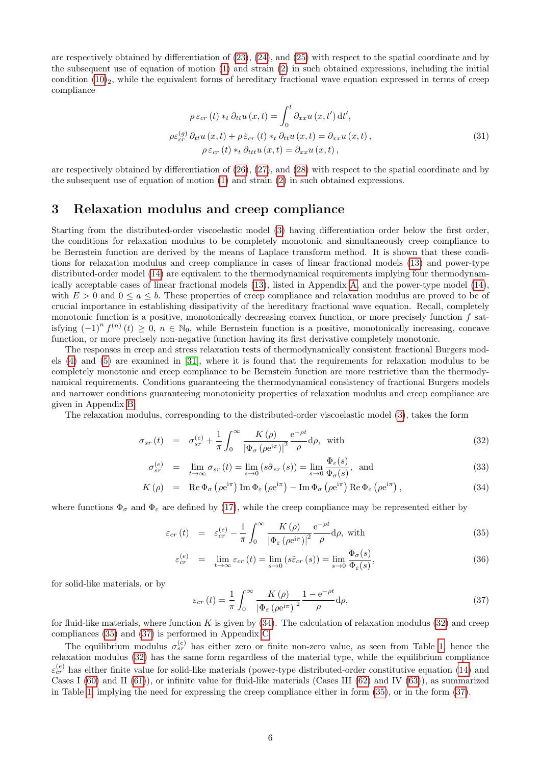are respectively obtained by differentiation of (23), (24), and (25) with respect to the spatial coordinate and by the subsequent use of equation of motion (1) and strain (2) in such obtained expressions, including the initial condition $(10)_2$, while the equivalent forms of hereditary fractional wave equation expressed in terms of creep compliance

$$
\begin{gathered}
\rho\,\varepsilon_{cr}\left(t\right)\ast_t \partial_{tt}u\left(x,t\right) = \int_0^t \partial_{xx}u\left(x,t'\right)\mathrm{d}t', \\
\rho\varepsilon_{cr}^{(g)}\,\partial_{tt}u\left(x,t\right) + \rho\,\dot{\varepsilon}_{cr}\left(t\right)\ast_t \partial_{tt}u\left(x,t\right) = \partial_{xx}u\left(x,t\right), \\
\rho\,\varepsilon_{cr}\left(t\right)\ast_t \partial_{ttt}u\left(x,t\right) = \partial_{xx}u\left(x,t\right),
\end{gathered}
\tag{31}
$$

are respectively obtained by differentiation of (26), (27), and (28) with respect to the spatial coordinate and by the subsequent use of equation of motion (1) and strain (2) in such obtained expressions.

## 3 Relaxation modulus and creep compliance

Starting from the distributed-order viscoelastic model (3) having differentiation order below the first order, the conditions for relaxation modulus to be completely monotonic and simultaneously creep compliance to be Bernstein function are derived by the means of Laplace transform method. It is shown that these conditions for relaxation modulus and creep compliance in cases of linear fractional models (13) and power-type distributed-order model (14) are equivalent to the thermodynamical requirements implying four thermodynamically acceptable cases of linear fractional models (13), listed in Appendix A, and the power-type model (14), with $E > 0$ and $0 \leq a \leq b$. These properties of creep compliance and relaxation modulus are proved to be of crucial importance in establishing dissipativity of the hereditary fractional wave equation. Recall, completely monotonic function is a positive, monotonically decreasing convex function, or more precisely function $f$ satisfying $(-1)^n f^{(n)}(t) \geq 0$, $n \in \mathbb{N}_0$, while Bernstein function is a positive, monotonically increasing, concave function, or more precisely non-negative function having its first derivative completely monotonic.

The responses in creep and stress relaxation tests of thermodynamically consistent fractional Burgers models (4) and (5) are examined in [31], where it is found that the requirements for relaxation modulus to be completely monotonic and creep compliance to be Bernstein function are more restrictive than the thermodynamical requirements. Conditions guaranteeing the thermodynamical consistency of fractional Burgers models and narrower conditions guaranteeing monotonicity properties of relaxation modulus and creep compliance are given in Appendix B.

The relaxation modulus, corresponding to the distributed-order viscoelastic model (3), takes the form

$$
\sigma_{sr}\left(t\right) = \sigma_{sr}^{(e)} + \frac{1}{\pi}\int_0^\infty \frac{K\left(\rho\right)}{\left|\Phi_\sigma\left(\rho\mathrm{e}^{\mathrm{i}\pi}\right)\right|^2}\frac{\mathrm{e}^{-\rho t}}{\rho}\mathrm{d}\rho, \text{ with} \tag{32}
$$

$$
\sigma_{sr}^{(e)} = \lim_{t\to\infty}\sigma_{sr}\left(t\right) = \lim_{s\to 0}\left(s\tilde{\sigma}_{sr}\left(s\right)\right) = \lim_{s\to 0}\frac{\Phi_\varepsilon(s)}{\Phi_\sigma(s)}, \text{ and} \tag{33}
$$

$$
K\left(\rho\right) = \operatorname{Re}\Phi_\sigma\left(\rho\mathrm{e}^{\mathrm{i}\pi}\right)\operatorname{Im}\Phi_\varepsilon\left(\rho\mathrm{e}^{\mathrm{i}\pi}\right) - \operatorname{Im}\Phi_\sigma\left(\rho\mathrm{e}^{\mathrm{i}\pi}\right)\operatorname{Re}\Phi_\varepsilon\left(\rho\mathrm{e}^{\mathrm{i}\pi}\right), \tag{34}
$$

where functions $\Phi_\sigma$ and $\Phi_\varepsilon$ are defined by (17), while the creep compliance may be represented either by

$$
\varepsilon_{cr}\left(t\right) = \varepsilon_{cr}^{(e)} - \frac{1}{\pi}\int_0^\infty \frac{K\left(\rho\right)}{\left|\Phi_\varepsilon\left(\rho\mathrm{e}^{\mathrm{i}\pi}\right)\right|^2}\frac{\mathrm{e}^{-\rho t}}{\rho}\mathrm{d}\rho, \text{ with} \tag{35}
$$

$$
\varepsilon_{cr}^{(e)} = \lim_{t\to\infty}\varepsilon_{cr}\left(t\right) = \lim_{s\to 0}\left(s\tilde{\varepsilon}_{cr}\left(s\right)\right) = \lim_{s\to 0}\frac{\Phi_\sigma(s)}{\Phi_\varepsilon(s)}, \tag{36}
$$

for solid-like materials, or by

$$
\varepsilon_{cr}\left(t\right) = \frac{1}{\pi}\int_0^\infty \frac{K\left(\rho\right)}{\left|\Phi_\varepsilon\left(\rho\mathrm{e}^{\mathrm{i}\pi}\right)\right|^2}\frac{1-\mathrm{e}^{-\rho t}}{\rho}\mathrm{d}\rho, \tag{37}
$$

for fluid-like materials, where function $K$ is given by (34). The calculation of relaxation modulus (32) and creep compliances (35) and (37) is performed in Appendix C.

The equilibrium modulus $\sigma_{sr}^{(e)}$ has either zero or finite non-zero value, as seen from Table 1, hence the relaxation modulus (32) has the same form regardless of the material type, while the equilibrium compliance $\varepsilon_{cr}^{(e)}$ has either finite value for solid-like materials (power-type distributed-order constitutive equation (14) and Cases I (60) and II (61)), or infinite value for fluid-like materials (Cases III (62) and IV (63)), as summarized in Table 1, implying the need for expressing the creep compliance either in form (35), or in the form (37).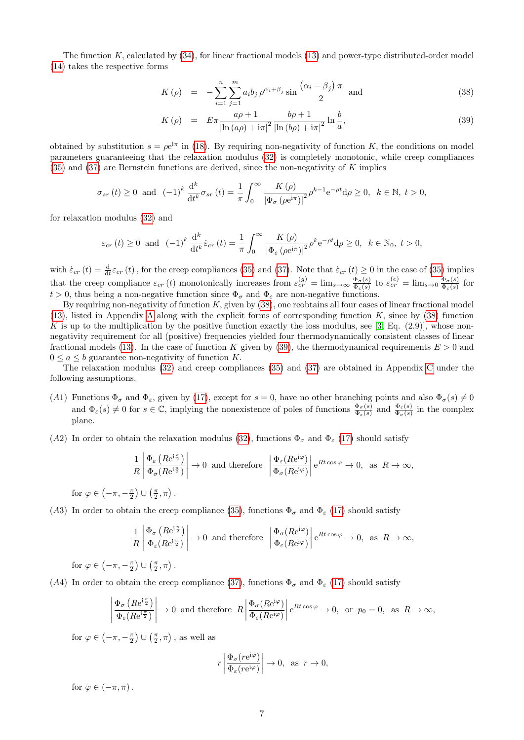The function $K$, calculated by (34), for linear fractional models (13) and power-type distributed-order model (14) takes the respective forms

$$K(\rho) = -\sum_{i=1}^{n}\sum_{j=1}^{m} a_i b_j \, \rho^{\alpha_i+\beta_j} \sin\frac{(\alpha_i-\beta_j)\pi}{2} \quad \text{and} \tag{38}$$

$$K(\rho) = E\pi \frac{a\rho+1}{|\ln(a\rho)+\mathrm{i}\pi|^2} \frac{b\rho+1}{|\ln(b\rho)+\mathrm{i}\pi|^2} \ln\frac{b}{a}, \tag{39}$$

obtained by substitution $s=\rho \mathrm{e}^{\mathrm{i}\pi}$ in (18). By requiring non-negativity of function $K$, the conditions on model parameters guaranteeing that the relaxation modulus (32) is completely monotonic, while creep compliances (35) and (37) are Bernstein functions are derived, since the non-negativity of $K$ implies

$$\sigma_{sr}(t) \geq 0 \;\; \text{and} \;\; (-1)^k \frac{\mathrm{d}^k}{\mathrm{d}t^k}\sigma_{sr}(t) = \frac{1}{\pi}\int_0^\infty \frac{K(\rho)}{|\Phi_\sigma(\rho \mathrm{e}^{\mathrm{i}\pi})|^2} \rho^{k-1} \mathrm{e}^{-\rho t}\mathrm{d}\rho \geq 0, \;\; k\in\mathbb{N}, \; t>0,$$

for relaxation modulus (32) and

$$\varepsilon_{cr}(t) \geq 0 \;\; \text{and} \;\; (-1)^k \frac{\mathrm{d}^k}{\mathrm{d}t^k}\dot{\varepsilon}_{cr}(t) = \frac{1}{\pi}\int_0^\infty \frac{K(\rho)}{|\Phi_\varepsilon(\rho \mathrm{e}^{\mathrm{i}\pi})|^2} \rho^{k} \mathrm{e}^{-\rho t}\mathrm{d}\rho \geq 0, \;\; k\in\mathbb{N}_0, \; t>0,$$

with $\dot{\varepsilon}_{cr}(t) = \frac{\mathrm{d}}{\mathrm{d}t}\varepsilon_{cr}(t)$, for the creep compliances (35) and (37). Note that $\dot{\varepsilon}_{cr}(t) \geq 0$ in the case of (35) implies that the creep compliance $\varepsilon_{cr}(t)$ monotonically increases from $\varepsilon_{cr}^{(g)} = \lim_{s\to\infty}\frac{\Phi_\sigma(s)}{\Phi_\varepsilon(s)}$ to $\varepsilon_{cr}^{(e)} = \lim_{s\to 0}\frac{\Phi_\sigma(s)}{\Phi_\varepsilon(s)}$ for $t>0$, thus being a non-negative function since $\Phi_\sigma$ and $\Phi_\varepsilon$ are non-negative functions.

By requiring non-negativity of function $K$, given by (38), one reobtains all four cases of linear fractional model (13), listed in Appendix A along with the explicit forms of corresponding function $K$, since by (38) function $K$ is up to the multiplication by the positive function exactly the loss modulus, see [3, Eq. (2.9)], whose non-negativity requirement for all (positive) frequencies yielded four thermodynamically consistent classes of linear fractional models (13). In the case of function $K$ given by (39), the thermodynamical requirements $E>0$ and $0\leq a\leq b$ guarantee non-negativity of function $K$.

The relaxation modulus (32) and creep compliances (35) and (37) are obtained in Appendix C under the following assumptions.

- $(A1)$ Functions $\Phi_\sigma$ and $\Phi_\varepsilon$, given by (17), except for $s=0$, have no other branching points and also $\Phi_\sigma(s)\neq 0$ and $\Phi_\varepsilon(s)\neq 0$ for $s\in\mathbb{C}$, implying the nonexistence of poles of functions $\frac{\Phi_\sigma(s)}{\Phi_\varepsilon(s)}$ and $\frac{\Phi_\varepsilon(s)}{\Phi_\sigma(s)}$ in the complex plane.

- $(A2)$ In order to obtain the relaxation modulus (32), functions $\Phi_\sigma$ and $\Phi_\varepsilon$ (17) should satisfy

$$\frac{1}{R}\left|\frac{\Phi_\varepsilon(R\mathrm{e}^{\mathrm{i}\frac{\pi}{2}})}{\Phi_\sigma(R\mathrm{e}^{\mathrm{i}\frac{\pi}{2}})}\right| \to 0 \;\text{ and therefore }\; \left|\frac{\Phi_\varepsilon(R\mathrm{e}^{\mathrm{i}\varphi})}{\Phi_\sigma(R\mathrm{e}^{\mathrm{i}\varphi})}\right| \mathrm{e}^{Rt\cos\varphi} \to 0, \;\text{ as }\; R\to\infty,$$

for $\varphi \in \left(-\pi,-\frac{\pi}{2}\right)\cup\left(\frac{\pi}{2},\pi\right)$.

- $(A3)$ In order to obtain the creep compliance (35), functions $\Phi_\sigma$ and $\Phi_\varepsilon$ (17) should satisfy

$$\frac{1}{R}\left|\frac{\Phi_\sigma(R\mathrm{e}^{\mathrm{i}\frac{\pi}{2}})}{\Phi_\varepsilon(R\mathrm{e}^{\mathrm{i}\frac{\pi}{2}})}\right| \to 0 \;\text{ and therefore }\; \left|\frac{\Phi_\sigma(R\mathrm{e}^{\mathrm{i}\varphi})}{\Phi_\varepsilon(R\mathrm{e}^{\mathrm{i}\varphi})}\right| \mathrm{e}^{Rt\cos\varphi} \to 0, \;\text{ as }\; R\to\infty,$$

for $\varphi \in \left(-\pi,-\frac{\pi}{2}\right)\cup\left(\frac{\pi}{2},\pi\right)$.

- $(A4)$ In order to obtain the creep compliance (37), functions $\Phi_\sigma$ and $\Phi_\varepsilon$ (17) should satisfy

$$\left|\frac{\Phi_\sigma(R\mathrm{e}^{\mathrm{i}\frac{\pi}{2}})}{\Phi_\varepsilon(R\mathrm{e}^{\mathrm{i}\frac{\pi}{2}})}\right| \to 0 \;\text{ and therefore }\; R\left|\frac{\Phi_\sigma(R\mathrm{e}^{\mathrm{i}\varphi})}{\Phi_\varepsilon(R\mathrm{e}^{\mathrm{i}\varphi})}\right| \mathrm{e}^{Rt\cos\varphi} \to 0, \;\text{ or }\; p_0=0, \;\text{ as }\; R\to\infty,$$

for $\varphi \in \left(-\pi,-\frac{\pi}{2}\right)\cup\left(\frac{\pi}{2},\pi\right)$, as well as

$$r\left|\frac{\Phi_\sigma(r\mathrm{e}^{\mathrm{i}\varphi})}{\Phi_\varepsilon(r\mathrm{e}^{\mathrm{i}\varphi})}\right| \to 0, \;\text{ as }\; r\to 0,$$

for $\varphi\in(-\pi,\pi)$.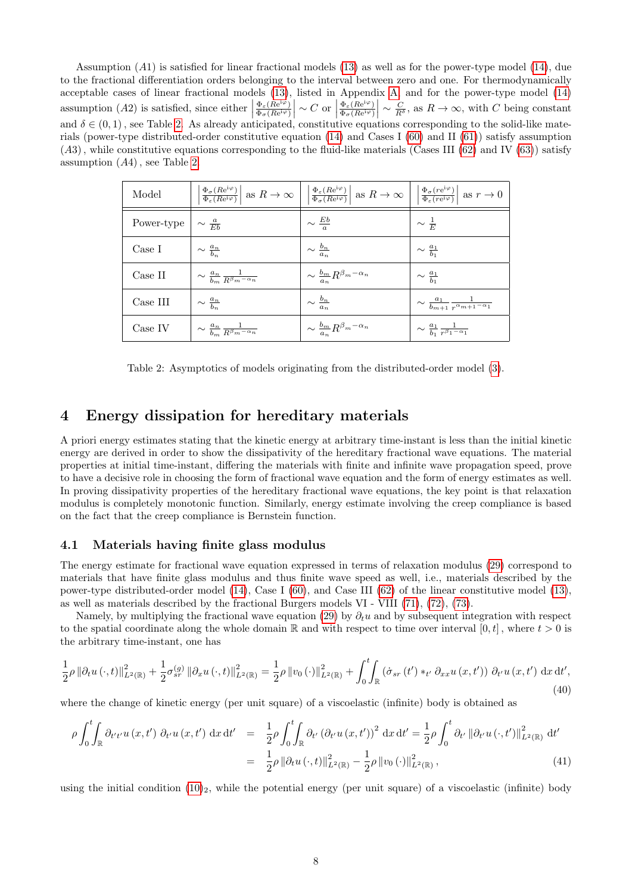Assumption $(A1)$ is satisfied for linear fractional models (13) as well as for the power-type model (14), due to the fractional differentiation orders belonging to the interval between zero and one. For thermodynamically acceptable cases of linear fractional models (13), listed in Appendix A, and for the power-type model (14) assumption $(A2)$ is satisfied, since either $\left|\frac{\Phi_\varepsilon(Re^{i\varphi})}{\Phi_\sigma(Re^{i\varphi})}\right| \sim C$ or $\left|\frac{\Phi_\varepsilon(Re^{i\varphi})}{\Phi_\sigma(Re^{i\varphi})}\right| \sim \frac{C}{R^\delta}$, as $R \to \infty$, with $C$ being constant and $\delta \in (0,1)$, see Table 2. As already anticipated, constitutive equations corresponding to the solid-like materials (power-type distributed-order constitutive equation (14) and Cases I (60) and II (61)) satisfy assumption $(A3)$, while constitutive equations corresponding to the fluid-like materials (Cases III (62) and IV (63)) satisfy assumption $(A4)$, see Table 2.

| Model | $\left\lvert\frac{\Phi_\sigma(Re^{i\varphi})}{\Phi_\varepsilon(Re^{i\varphi})}\right\rvert$ as $R\to\infty$ | $\left\lvert\frac{\Phi_\varepsilon(Re^{i\varphi})}{\Phi_\sigma(Re^{i\varphi})}\right\rvert$ as $R\to\infty$ | $\left\lvert\frac{\Phi_\sigma(re^{i\varphi})}{\Phi_\varepsilon(re^{i\varphi})}\right\rvert$ as $r\to 0$ |
|---|---|---|---|
| Power-type | $\sim \frac{a}{Eb}$ | $\sim \frac{Eb}{a}$ | $\sim \frac{1}{E}$ |
| Case I | $\sim \frac{a_n}{b_n}$ | $\sim \frac{b_n}{a_n}$ | $\sim \frac{a_1}{b_1}$ |
| Case II | $\sim \frac{a_n}{b_m}\frac{1}{R^{\beta_m-\alpha_n}}$ | $\sim \frac{b_m}{a_n}R^{\beta_m-\alpha_n}$ | $\sim \frac{a_1}{b_1}$ |
| Case III | $\sim \frac{a_n}{b_n}$ | $\sim \frac{b_n}{a_n}$ | $\sim \frac{a_1}{b_{m+1}}\frac{1}{r^{\alpha_{m+1}-\alpha_1}}$ |
| Case IV | $\sim \frac{a_n}{b_m}\frac{1}{R^{\beta_m-\alpha_n}}$ | $\sim \frac{b_m}{a_n}R^{\beta_m-\alpha_n}$ | $\sim \frac{a_1}{b_1}\frac{1}{r^{\beta_1-\alpha_1}}$ |

Table 2: Asymptotics of models originating from the distributed-order model (3).

## 4 Energy dissipation for hereditary materials

A priori energy estimates stating that the kinetic energy at arbitrary time-instant is less than the initial kinetic energy are derived in order to show the dissipativity of the hereditary fractional wave equations. The material properties at initial time-instant, differing the materials with finite and infinite wave propagation speed, prove to have a decisive role in choosing the form of fractional wave equation and the form of energy estimates as well. In proving dissipativity properties of the hereditary fractional wave equations, the key point is that relaxation modulus is completely monotonic function. Similarly, energy estimate involving the creep compliance is based on the fact that the creep compliance is Bernstein function.

### 4.1 Materials having finite glass modulus

The energy estimate for fractional wave equation expressed in terms of relaxation modulus (29) correspond to materials that have finite glass modulus and thus finite wave speed as well, i.e., materials described by the power-type distributed-order model (14), Case I (60), and Case III (62) of the linear constitutive model (13), as well as materials described by the fractional Burgers models VI - VIII (71), (72), (73).

Namely, by multiplying the fractional wave equation (29) by $\partial_t u$ and by subsequent integration with respect to the spatial coordinate along the whole domain $\mathbb{R}$ and with respect to time over interval $[0,t]$, where $t>0$ is the arbitrary time-instant, one has

$$\frac{1}{2}\rho\left\|\partial_t u(\cdot,t)\right\|^2_{L^2(\mathbb{R})}+\frac{1}{2}\sigma_{sr}^{(g)}\left\|\partial_x u(\cdot,t)\right\|^2_{L^2(\mathbb{R})}=\frac{1}{2}\rho\left\|v_0(\cdot)\right\|^2_{L^2(\mathbb{R})}+\int_0^t\int_{\mathbb{R}}\left(\dot{\sigma}_{sr}(t')\ast_{t'}\partial_{xx}u(x,t')\right)\partial_{t'}u(x,t')\,\mathrm{d}x\,\mathrm{d}t',\tag{40}$$

where the change of kinetic energy (per unit square) of a viscoelastic (infinite) body is obtained as

$$\begin{aligned}\rho\int_0^t\int_{\mathbb{R}}\partial_{t't'}u(x,t')\,\partial_{t'}u(x,t')\,\mathrm{d}x\,\mathrm{d}t' &= \frac{1}{2}\rho\int_0^t\int_{\mathbb{R}}\partial_{t'}\left(\partial_{t'}u(x,t')\right)^2\mathrm{d}x\,\mathrm{d}t'=\frac{1}{2}\rho\int_0^t\partial_{t'}\left\|\partial_{t'}u(\cdot,t')\right\|^2_{L^2(\mathbb{R})}\mathrm{d}t'\\ &= \frac{1}{2}\rho\left\|\partial_t u(\cdot,t)\right\|^2_{L^2(\mathbb{R})}-\frac{1}{2}\rho\left\|v_0(\cdot)\right\|^2_{L^2(\mathbb{R})},\end{aligned}\tag{41}$$

using the initial condition $(10)_2$, while the potential energy (per unit square) of a viscoelastic (infinite) body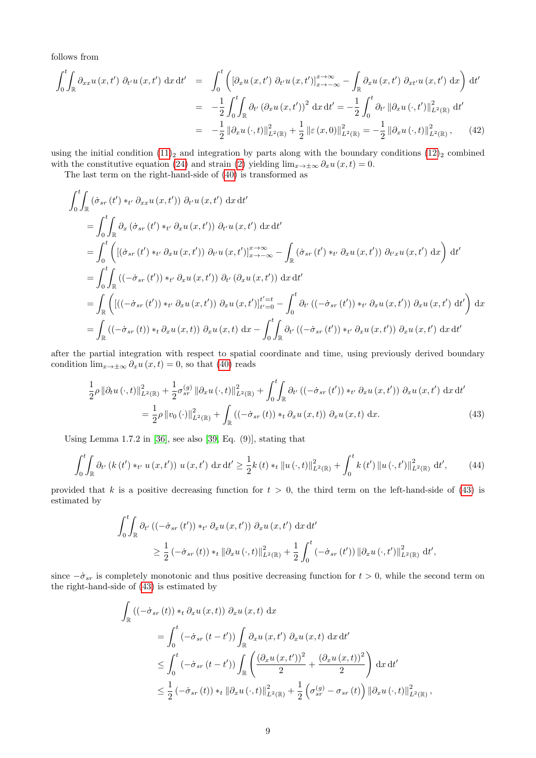follows from

$$
\begin{aligned}
\int_0^t\!\!\int_{\mathbb{R}} \partial_{xx} u\left(x, t'\right) \partial_{t'} u\left(x, t'\right) \mathrm{d}x \, \mathrm{d}t' &= \int_0^t \left( \left[\partial_x u\left(x, t'\right) \partial_{t'} u\left(x, t'\right)\right]_{x \to -\infty}^{x \to \infty} - \int_{\mathbb{R}} \partial_x u\left(x, t'\right) \partial_{xt'} u\left(x, t'\right) \mathrm{d}x \right) \mathrm{d}t' \\
&= -\frac{1}{2} \int_0^t\!\!\int_{\mathbb{R}} \partial_{t'} \left(\partial_x u\left(x, t'\right)\right)^2 \mathrm{d}x \, \mathrm{d}t' = -\frac{1}{2} \int_0^t \partial_{t'} \left\|\partial_x u\left(\cdot, t'\right)\right\|_{L^2(\mathbb{R})}^2 \mathrm{d}t' \\
&= -\frac{1}{2} \left\|\partial_x u\left(\cdot, t\right)\right\|_{L^2(\mathbb{R})}^2 + \frac{1}{2} \left\|\varepsilon\left(x, 0\right)\right\|_{L^2(\mathbb{R})}^2 = -\frac{1}{2} \left\|\partial_x u\left(\cdot, t\right)\right\|_{L^2(\mathbb{R})}^2, \qquad (42)
\end{aligned}
$$

using the initial condition (11)$_2$ and integration by parts along with the boundary conditions (12)$_2$ combined with the constitutive equation (24) and strain (2) yielding $\lim_{x \to \pm\infty} \partial_x u\left(x, t\right) = 0$.

The last term on the right-hand-side of (40) is transformed as

$$
\begin{aligned}
&\int_0^t\!\!\int_{\mathbb{R}} \left(\dot{\sigma}_{sr}\left(t'\right) *_{t'} \partial_{xx} u\left(x, t'\right)\right) \partial_{t'} u\left(x, t'\right) \mathrm{d}x \, \mathrm{d}t' \\
&= \int_0^t\!\!\int_{\mathbb{R}} \partial_x \left(\dot{\sigma}_{sr}\left(t'\right) *_{t'} \partial_x u\left(x, t'\right)\right) \partial_{t'} u\left(x, t'\right) \mathrm{d}x \, \mathrm{d}t' \\
&= \int_0^t \left( \left[\left(\dot{\sigma}_{sr}\left(t'\right) *_{t'} \partial_x u\left(x, t'\right)\right) \partial_{t'} u\left(x, t'\right)\right]_{x \to -\infty}^{x \to \infty} - \int_{\mathbb{R}} \left(\dot{\sigma}_{sr}\left(t'\right) *_{t'} \partial_x u\left(x, t'\right)\right) \partial_{t'x} u\left(x, t'\right) \mathrm{d}x \right) \mathrm{d}t' \\
&= \int_0^t\!\!\int_{\mathbb{R}} \left(\left(-\dot{\sigma}_{sr}\left(t'\right)\right) *_{t'} \partial_x u\left(x, t'\right)\right) \partial_{t'} \left(\partial_x u\left(x, t'\right)\right) \mathrm{d}x \, \mathrm{d}t' \\
&= \int_{\mathbb{R}} \left( \left[\left(\left(-\dot{\sigma}_{sr}\left(t'\right)\right) *_{t'} \partial_x u\left(x, t'\right)\right) \partial_x u\left(x, t'\right)\right]_{t'=0}^{t'=t} - \int_0^t \partial_{t'} \left(\left(-\dot{\sigma}_{sr}\left(t'\right)\right) *_{t'} \partial_x u\left(x, t'\right)\right) \partial_x u\left(x, t'\right) \mathrm{d}t' \right) \mathrm{d}x \\
&= \int_{\mathbb{R}} \left(\left(-\dot{\sigma}_{sr}\left(t\right)\right) *_t \partial_x u\left(x, t\right)\right) \partial_x u\left(x, t\right) \mathrm{d}x - \int_0^t\!\!\int_{\mathbb{R}} \partial_{t'} \left(\left(-\dot{\sigma}_{sr}\left(t'\right)\right) *_{t'} \partial_x u\left(x, t'\right)\right) \partial_x u\left(x, t'\right) \mathrm{d}x \, \mathrm{d}t'
\end{aligned}
$$

after the partial integration with respect to spatial coordinate and time, using previously derived boundary condition $\lim_{x \to \pm\infty} \partial_x u\left(x, t\right) = 0$, so that (40) reads

$$
\begin{aligned}
&\frac{1}{2} \rho \left\|\partial_t u\left(\cdot, t\right)\right\|_{L^2(\mathbb{R})}^2 + \frac{1}{2} \sigma_{sr}^{(g)} \left\|\partial_x u\left(\cdot, t\right)\right\|_{L^2(\mathbb{R})}^2 + \int_0^t\!\!\int_{\mathbb{R}} \partial_{t'} \left(\left(-\dot{\sigma}_{sr}\left(t'\right)\right) *_{t'} \partial_x u\left(x, t'\right)\right) \partial_x u\left(x, t'\right) \mathrm{d}x \, \mathrm{d}t' \\
&\qquad = \frac{1}{2} \rho \left\|v_0\left(\cdot\right)\right\|_{L^2(\mathbb{R})}^2 + \int_{\mathbb{R}} \left(\left(-\dot{\sigma}_{sr}\left(t\right)\right) *_t \partial_x u\left(x, t\right)\right) \partial_x u\left(x, t\right) \mathrm{d}x. \qquad (43)
\end{aligned}
$$

Using Lemma 1.7.2 in [36], see also [39, Eq. (9)], stating that

$$
\int_0^t\!\!\int_{\mathbb{R}} \partial_{t'} \left(k\left(t'\right) *_{t'} u\left(x, t'\right)\right) u\left(x, t'\right) \mathrm{d}x \, \mathrm{d}t' \geq \frac{1}{2} k\left(t\right) *_t \left\|u\left(\cdot, t\right)\right\|_{L^2(\mathbb{R})}^2 + \int_0^t k\left(t'\right) \left\|u\left(\cdot, t'\right)\right\|_{L^2(\mathbb{R})}^2 \mathrm{d}t', \qquad (44)
$$

provided that $k$ is a positive decreasing function for $t > 0$, the third term on the left-hand-side of (43) is estimated by

$$
\begin{aligned}
&\int_0^t\!\!\int_{\mathbb{R}} \partial_{t'} \left(\left(-\dot{\sigma}_{sr}\left(t'\right)\right) *_{t'} \partial_x u\left(x, t'\right)\right) \partial_x u\left(x, t'\right) \mathrm{d}x \, \mathrm{d}t' \\
&\qquad \geq \frac{1}{2} \left(-\dot{\sigma}_{sr}\left(t\right)\right) *_t \left\|\partial_x u\left(\cdot, t\right)\right\|_{L^2(\mathbb{R})}^2 + \frac{1}{2} \int_0^t \left(-\dot{\sigma}_{sr}\left(t'\right)\right) \left\|\partial_x u\left(\cdot, t'\right)\right\|_{L^2(\mathbb{R})}^2 \mathrm{d}t',
\end{aligned}
$$

since $-\dot{\sigma}_{sr}$ is completely monotonic and thus positive decreasing function for $t > 0$, while the second term on the right-hand-side of (43) is estimated by

$$
\begin{aligned}
&\int_{\mathbb{R}} \left(\left(-\dot{\sigma}_{sr}\left(t\right)\right) *_t \partial_x u\left(x, t\right)\right) \partial_x u\left(x, t\right) \mathrm{d}x \\
&\qquad = \int_0^t \left(-\dot{\sigma}_{sr}\left(t - t'\right)\right) \int_{\mathbb{R}} \partial_x u\left(x, t'\right) \partial_x u\left(x, t\right) \mathrm{d}x \, \mathrm{d}t' \\
&\qquad \leq \int_0^t \left(-\dot{\sigma}_{sr}\left(t - t'\right)\right) \int_{\mathbb{R}} \left( \frac{\left(\partial_x u\left(x, t'\right)\right)^2}{2} + \frac{\left(\partial_x u\left(x, t\right)\right)^2}{2} \right) \mathrm{d}x \, \mathrm{d}t' \\
&\qquad \leq \frac{1}{2} \left(-\dot{\sigma}_{sr}\left(t\right)\right) *_t \left\|\partial_x u\left(\cdot, t\right)\right\|_{L^2(\mathbb{R})}^2 + \frac{1}{2} \left(\sigma_{sr}^{(g)} - \sigma_{sr}\left(t\right)\right) \left\|\partial_x u\left(\cdot, t\right)\right\|_{L^2(\mathbb{R})}^2,
\end{aligned}
$$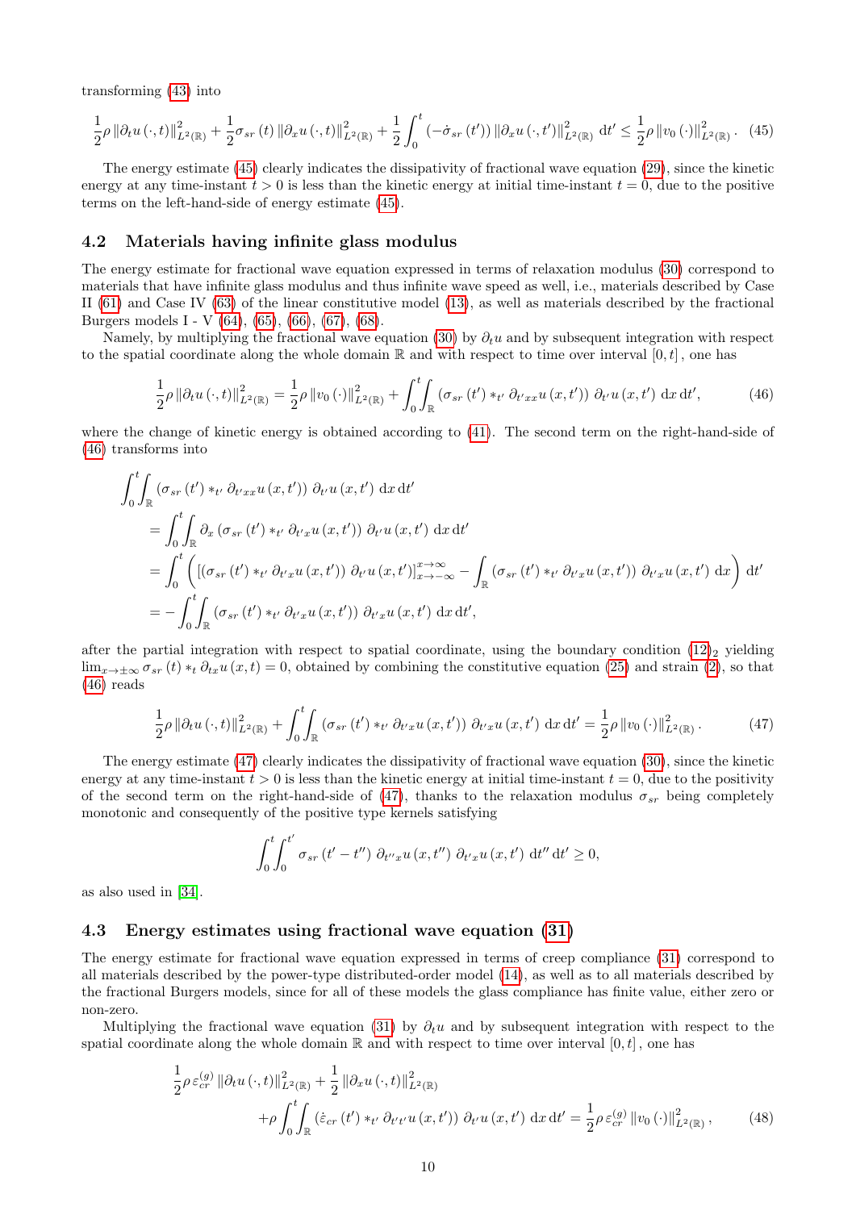transforming (43) into

$$\frac{1}{2}\rho\left\|\partial_t u\left(\cdot,t\right)\right\|_{L^2(\mathbb{R})}^2+\frac{1}{2}\sigma_{sr}\left(t\right)\left\|\partial_x u\left(\cdot,t\right)\right\|_{L^2(\mathbb{R})}^2+\frac{1}{2}\int_0^t\left(-\dot{\sigma}_{sr}\left(t'\right)\right)\left\|\partial_x u\left(\cdot,t'\right)\right\|_{L^2(\mathbb{R})}^2\mathrm{d}t'\leq\frac{1}{2}\rho\left\|v_0\left(\cdot\right)\right\|_{L^2(\mathbb{R})}^2. \quad (45)$$

The energy estimate (45) clearly indicates the dissipativity of fractional wave equation (29), since the kinetic energy at any time-instant $t>0$ is less than the kinetic energy at initial time-instant $t=0$, due to the positive terms on the left-hand-side of energy estimate (45).

## 4.2 Materials having infinite glass modulus

The energy estimate for fractional wave equation expressed in terms of relaxation modulus (30) correspond to materials that have infinite glass modulus and thus infinite wave speed as well, i.e., materials described by Case II (61) and Case IV (63) of the linear constitutive model (13), as well as materials described by the fractional Burgers models I - V (64), (65), (66), (67), (68).

Namely, by multiplying the fractional wave equation (30) by $\partial_t u$ and by subsequent integration with respect to the spatial coordinate along the whole domain $\mathbb{R}$ and with respect to time over interval $[0,t]$, one has

$$\frac{1}{2}\rho\left\|\partial_t u\left(\cdot,t\right)\right\|_{L^2(\mathbb{R})}^2=\frac{1}{2}\rho\left\|v_0\left(\cdot\right)\right\|_{L^2(\mathbb{R})}^2+\int_0^t\int_{\mathbb{R}}\left(\sigma_{sr}\left(t'\right)*_{t'}\partial_{t'xx}u\left(x,t'\right)\right)\partial_{t'}u\left(x,t'\right)\mathrm{d}x\,\mathrm{d}t', \quad (46)$$

where the change of kinetic energy is obtained according to (41). The second term on the right-hand-side of (46) transforms into

$$\begin{aligned}
&\int_0^t\int_{\mathbb{R}}\left(\sigma_{sr}\left(t'\right)*_{t'}\partial_{t'xx}u\left(x,t'\right)\right)\partial_{t'}u\left(x,t'\right)\mathrm{d}x\,\mathrm{d}t'\\
&\quad=\int_0^t\int_{\mathbb{R}}\partial_x\left(\sigma_{sr}\left(t'\right)*_{t'}\partial_{t'x}u\left(x,t'\right)\right)\partial_{t'}u\left(x,t'\right)\mathrm{d}x\,\mathrm{d}t'\\
&\quad=\int_0^t\left(\left[\left(\sigma_{sr}\left(t'\right)*_{t'}\partial_{t'x}u\left(x,t'\right)\right)\partial_{t'}u\left(x,t'\right)\right]_{x\to-\infty}^{x\to\infty}-\int_{\mathbb{R}}\left(\sigma_{sr}\left(t'\right)*_{t'}\partial_{t'x}u\left(x,t'\right)\right)\partial_{t'x}u\left(x,t'\right)\mathrm{d}x\right)\mathrm{d}t'\\
&\quad=-\int_0^t\int_{\mathbb{R}}\left(\sigma_{sr}\left(t'\right)*_{t'}\partial_{t'x}u\left(x,t'\right)\right)\partial_{t'x}u\left(x,t'\right)\mathrm{d}x\,\mathrm{d}t',
\end{aligned}$$

after the partial integration with respect to spatial coordinate, using the boundary condition $(12)_2$ yielding $\lim_{x\to\pm\infty}\sigma_{sr}\left(t\right)*_t\partial_{tx}u\left(x,t\right)=0$, obtained by combining the constitutive equation (25) and strain (2), so that (46) reads

$$\frac{1}{2}\rho\left\|\partial_t u\left(\cdot,t\right)\right\|_{L^2(\mathbb{R})}^2+\int_0^t\int_{\mathbb{R}}\left(\sigma_{sr}\left(t'\right)*_{t'}\partial_{t'x}u\left(x,t'\right)\right)\partial_{t'x}u\left(x,t'\right)\mathrm{d}x\,\mathrm{d}t'=\frac{1}{2}\rho\left\|v_0\left(\cdot\right)\right\|_{L^2(\mathbb{R})}^2. \quad (47)$$

The energy estimate (47) clearly indicates the dissipativity of fractional wave equation (30), since the kinetic energy at any time-instant $t>0$ is less than the kinetic energy at initial time-instant $t=0$, due to the positivity of the second term on the right-hand-side of (47), thanks to the relaxation modulus $\sigma_{sr}$ being completely monotonic and consequently of the positive type kernels satisfying

$$\int_0^t\int_0^{t'}\sigma_{sr}\left(t'-t''\right)\partial_{t''x}u\left(x,t''\right)\partial_{t'x}u\left(x,t'\right)\mathrm{d}t''\,\mathrm{d}t'\geq 0,$$

as also used in [34].

## 4.3 Energy estimates using fractional wave equation (31)

The energy estimate for fractional wave equation expressed in terms of creep compliance (31) correspond to all materials described by the power-type distributed-order model (14), as well as to all materials described by the fractional Burgers models, since for all of these models the glass compliance has finite value, either zero or non-zero.

Multiplying the fractional wave equation (31) by $\partial_t u$ and by subsequent integration with respect to the spatial coordinate along the whole domain $\mathbb{R}$ and with respect to time over interval $[0,t]$, one has

$$\begin{aligned}
&\frac{1}{2}\rho\,\varepsilon_{cr}^{(g)}\left\|\partial_t u\left(\cdot,t\right)\right\|_{L^2(\mathbb{R})}^2+\frac{1}{2}\left\|\partial_x u\left(\cdot,t\right)\right\|_{L^2(\mathbb{R})}^2\\
&\qquad+\rho\int_0^t\int_{\mathbb{R}}\left(\dot{\varepsilon}_{cr}\left(t'\right)*_{t'}\partial_{t't'}u\left(x,t'\right)\right)\partial_{t'}u\left(x,t'\right)\mathrm{d}x\,\mathrm{d}t'=\frac{1}{2}\rho\,\varepsilon_{cr}^{(g)}\left\|v_0\left(\cdot\right)\right\|_{L^2(\mathbb{R})}^2,
\end{aligned} \quad (48)$$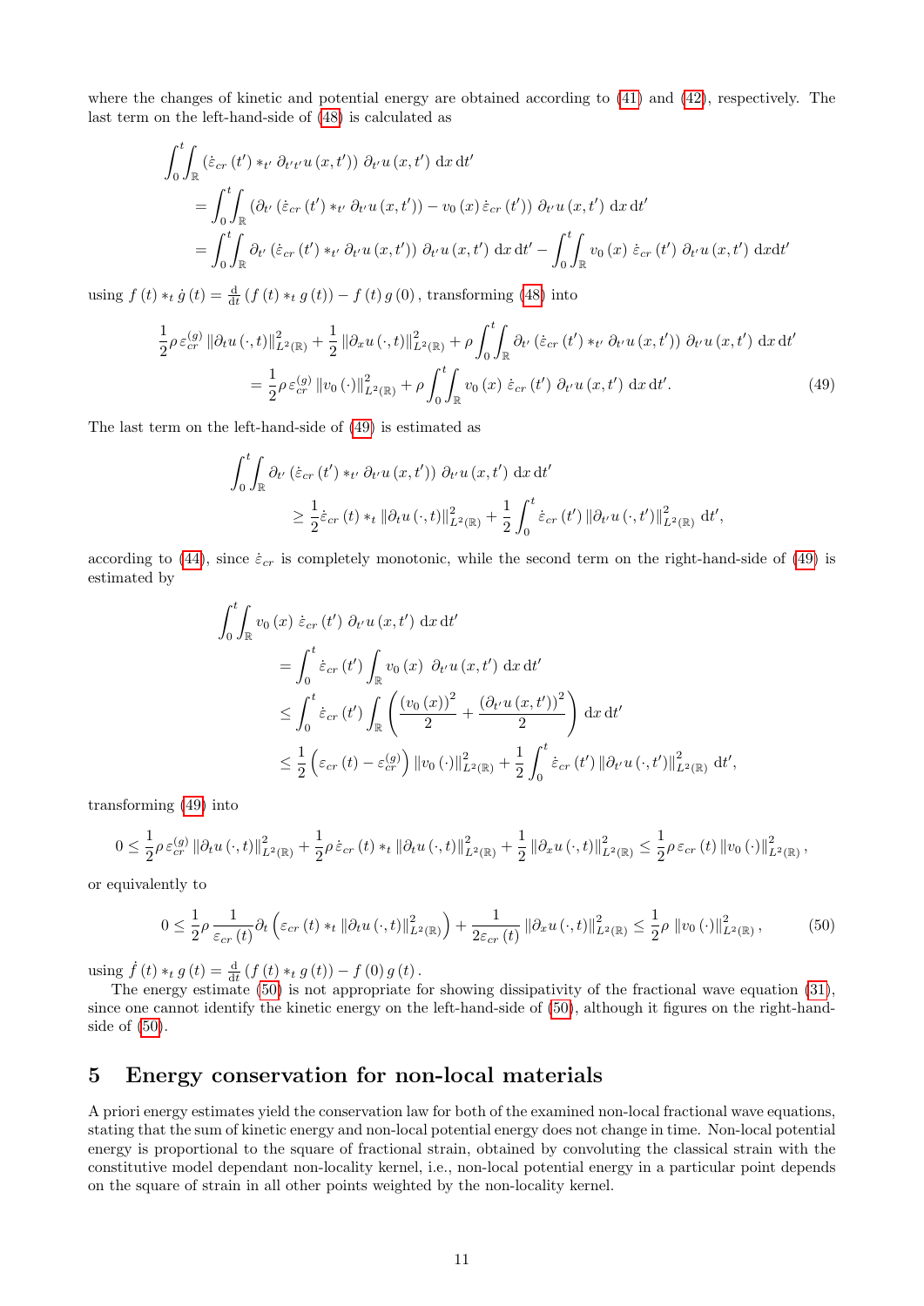where the changes of kinetic and potential energy are obtained according to (41) and (42), respectively. The last term on the left-hand-side of (48) is calculated as

$$
\begin{aligned}
&\int_0^t\int_{\mathbb{R}} \left(\dot{\varepsilon}_{cr}\left(t'\right) *_{t'} \partial_{t't'} u\left(x,t'\right)\right) \partial_{t'} u\left(x,t'\right) \,\mathrm{d}x\,\mathrm{d}t' \\
&\quad = \int_0^t\int_{\mathbb{R}} \left(\partial_{t'}\left(\dot{\varepsilon}_{cr}\left(t'\right) *_{t'} \partial_{t'} u\left(x,t'\right)\right) - v_0\left(x\right)\dot{\varepsilon}_{cr}\left(t'\right)\right) \partial_{t'} u\left(x,t'\right) \,\mathrm{d}x\,\mathrm{d}t' \\
&\quad = \int_0^t\int_{\mathbb{R}} \partial_{t'}\left(\dot{\varepsilon}_{cr}\left(t'\right) *_{t'} \partial_{t'} u\left(x,t'\right)\right) \partial_{t'} u\left(x,t'\right) \,\mathrm{d}x\,\mathrm{d}t' - \int_0^t\int_{\mathbb{R}} v_0\left(x\right)\,\dot{\varepsilon}_{cr}\left(t'\right)\,\partial_{t'} u\left(x,t'\right) \,\mathrm{d}x\mathrm{d}t'
\end{aligned}
$$

using $f\left(t\right) *_t \dot{g}\left(t\right) = \frac{\mathrm{d}}{\mathrm{d}t}\left(f\left(t\right) *_t g\left(t\right)\right) - f\left(t\right) g\left(0\right)$, transforming (48) into

$$
\begin{aligned}
\frac{1}{2}\rho\,\varepsilon_{cr}^{(g)} \left\|\partial_t u\left(\cdot,t\right)\right\|_{L^2(\mathbb{R})}^2 + \frac{1}{2}\left\|\partial_x u\left(\cdot,t\right)\right\|_{L^2(\mathbb{R})}^2 + \rho\int_0^t\int_{\mathbb{R}} \partial_{t'}\left(\dot{\varepsilon}_{cr}\left(t'\right) *_{t'} \partial_{t'} u\left(x,t'\right)\right) \partial_{t'} u\left(x,t'\right) \,\mathrm{d}x\,\mathrm{d}t' \\
= \frac{1}{2}\rho\,\varepsilon_{cr}^{(g)} \left\|v_0\left(\cdot\right)\right\|_{L^2(\mathbb{R})}^2 + \rho\int_0^t\int_{\mathbb{R}} v_0\left(x\right)\,\dot{\varepsilon}_{cr}\left(t'\right)\,\partial_{t'} u\left(x,t'\right) \,\mathrm{d}x\,\mathrm{d}t'. \qquad (49)
\end{aligned}
$$

The last term on the left-hand-side of (49) is estimated as

$$
\begin{aligned}
&\int_0^t\int_{\mathbb{R}} \partial_{t'}\left(\dot{\varepsilon}_{cr}\left(t'\right) *_{t'} \partial_{t'} u\left(x,t'\right)\right) \partial_{t'} u\left(x,t'\right) \,\mathrm{d}x\,\mathrm{d}t' \\
&\qquad \geq \frac{1}{2}\dot{\varepsilon}_{cr}\left(t\right) *_t \left\|\partial_t u\left(\cdot,t\right)\right\|_{L^2(\mathbb{R})}^2 + \frac{1}{2}\int_0^t \dot{\varepsilon}_{cr}\left(t'\right) \left\|\partial_{t'} u\left(\cdot,t'\right)\right\|_{L^2(\mathbb{R})}^2 \,\mathrm{d}t',
\end{aligned}
$$

according to (44), since $\dot{\varepsilon}_{cr}$ is completely monotonic, while the second term on the right-hand-side of (49) is estimated by

$$
\begin{aligned}
&\int_0^t\int_{\mathbb{R}} v_0\left(x\right)\,\dot{\varepsilon}_{cr}\left(t'\right)\,\partial_{t'} u\left(x,t'\right) \,\mathrm{d}x\,\mathrm{d}t' \\
&\quad = \int_0^t \dot{\varepsilon}_{cr}\left(t'\right) \int_{\mathbb{R}} v_0\left(x\right)\ \partial_{t'} u\left(x,t'\right) \,\mathrm{d}x\,\mathrm{d}t' \\
&\quad \leq \int_0^t \dot{\varepsilon}_{cr}\left(t'\right) \int_{\mathbb{R}} \left(\frac{\left(v_0\left(x\right)\right)^2}{2} + \frac{\left(\partial_{t'} u\left(x,t'\right)\right)^2}{2}\right) \mathrm{d}x\,\mathrm{d}t' \\
&\quad \leq \frac{1}{2}\left(\varepsilon_{cr}\left(t\right) - \varepsilon_{cr}^{(g)}\right) \left\|v_0\left(\cdot\right)\right\|_{L^2(\mathbb{R})}^2 + \frac{1}{2}\int_0^t \dot{\varepsilon}_{cr}\left(t'\right) \left\|\partial_{t'} u\left(\cdot,t'\right)\right\|_{L^2(\mathbb{R})}^2 \,\mathrm{d}t',
\end{aligned}
$$

transforming (49) into

$$
0 \leq \frac{1}{2}\rho\,\varepsilon_{cr}^{(g)} \left\|\partial_t u\left(\cdot,t\right)\right\|_{L^2(\mathbb{R})}^2 + \frac{1}{2}\rho\,\dot{\varepsilon}_{cr}\left(t\right) *_t \left\|\partial_t u\left(\cdot,t\right)\right\|_{L^2(\mathbb{R})}^2 + \frac{1}{2}\left\|\partial_x u\left(\cdot,t\right)\right\|_{L^2(\mathbb{R})}^2 \leq \frac{1}{2}\rho\,\varepsilon_{cr}\left(t\right) \left\|v_0\left(\cdot\right)\right\|_{L^2(\mathbb{R})}^2,
$$

or equivalently to

$$
0 \leq \frac{1}{2}\rho\,\frac{1}{\varepsilon_{cr}\left(t\right)}\partial_t\left(\varepsilon_{cr}\left(t\right) *_t \left\|\partial_t u\left(\cdot,t\right)\right\|_{L^2(\mathbb{R})}^2\right) + \frac{1}{2\varepsilon_{cr}\left(t\right)}\left\|\partial_x u\left(\cdot,t\right)\right\|_{L^2(\mathbb{R})}^2 \leq \frac{1}{2}\rho\,\left\|v_0\left(\cdot\right)\right\|_{L^2(\mathbb{R})}^2, \qquad (50)
$$

using $\dot{f}\left(t\right) *_t g\left(t\right) = \frac{\mathrm{d}}{\mathrm{d}t}\left(f\left(t\right) *_t g\left(t\right)\right) - f\left(0\right) g\left(t\right)$.

The energy estimate (50) is not appropriate for showing dissipativity of the fractional wave equation (31), since one cannot identify the kinetic energy on the left-hand-side of (50), although it figures on the right-hand-side of (50).

## 5 Energy conservation for non-local materials

A priori energy estimates yield the conservation law for both of the examined non-local fractional wave equations, stating that the sum of kinetic energy and non-local potential energy does not change in time. Non-local potential energy is proportional to the square of fractional strain, obtained by convoluting the classical strain with the constitutive model dependant non-locality kernel, i.e., non-local potential energy in a particular point depends on the square of strain in all other points weighted by the non-locality kernel.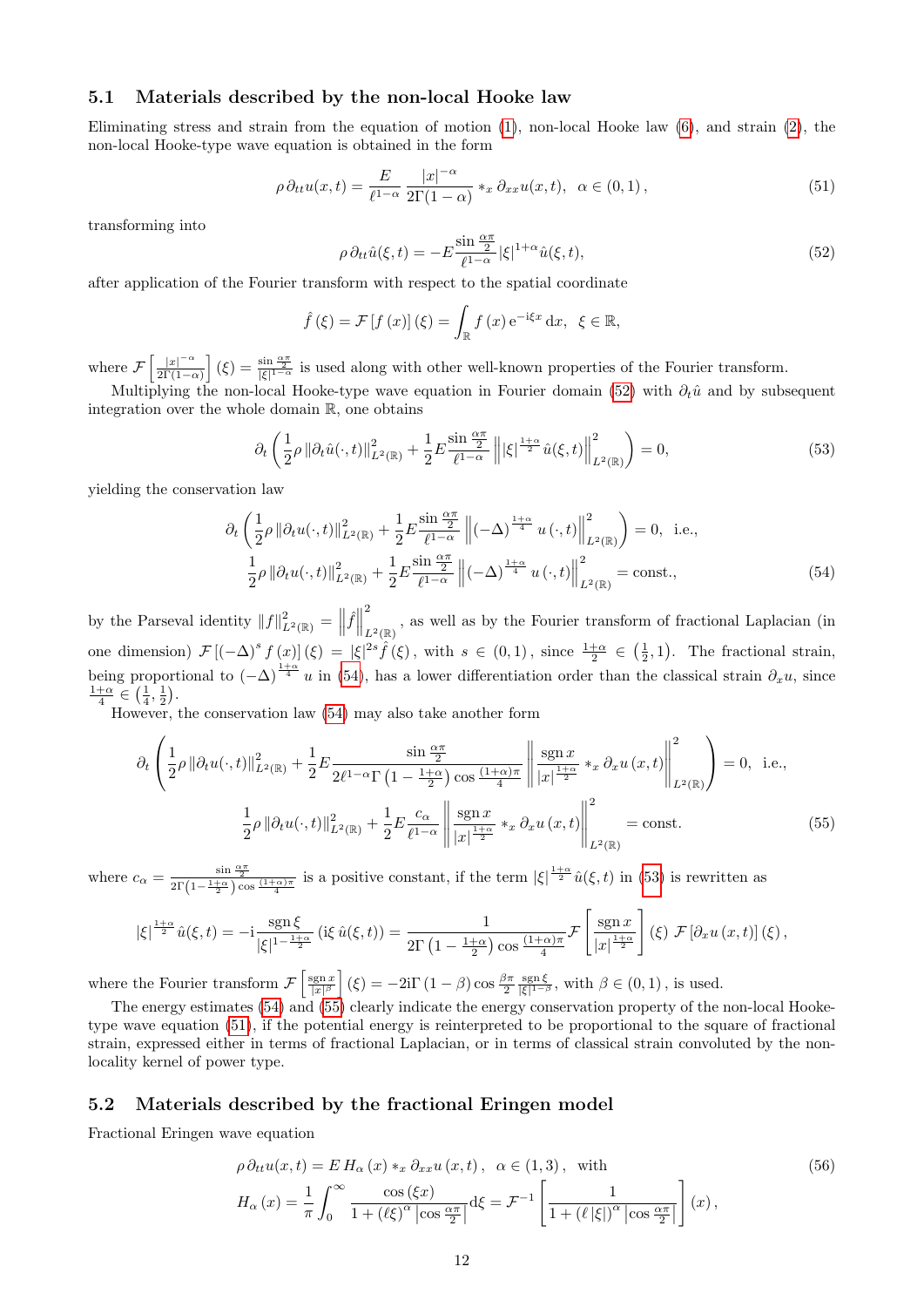### 5.1 Materials described by the non-local Hooke law

Eliminating stress and strain from the equation of motion (1), non-local Hooke law (6), and strain (2), the non-local Hooke-type wave equation is obtained in the form

$$\rho\, \partial_{tt} u(x,t) = \frac{E}{\ell^{1-\alpha}} \frac{|x|^{-\alpha}}{2\Gamma(1-\alpha)} *_x \partial_{xx} u(x,t), \quad \alpha \in (0,1), \tag{51}$$

transforming into

$$\rho\, \partial_{tt} \hat{u}(\xi,t) = -E \frac{\sin\frac{\alpha\pi}{2}}{\ell^{1-\alpha}} |\xi|^{1+\alpha} \hat{u}(\xi,t), \tag{52}$$

after application of the Fourier transform with respect to the spatial coordinate

$$\hat{f}(\xi) = \mathcal{F}[f(x)](\xi) = \int_{\mathbb{R}} f(x)\, \mathrm{e}^{-\mathrm{i}\xi x}\, \mathrm{d}x, \quad \xi \in \mathbb{R},$$

where $\mathcal{F}\left[\frac{|x|^{-\alpha}}{2\Gamma(1-\alpha)}\right](\xi) = \frac{\sin\frac{\alpha\pi}{2}}{|\xi|^{1-\alpha}}$ is used along with other well-known properties of the Fourier transform.

Multiplying the non-local Hooke-type wave equation in Fourier domain (52) with $\partial_t \hat{u}$ and by subsequent integration over the whole domain $\mathbb{R}$, one obtains

$$\partial_t \left( \frac{1}{2}\rho \left\| \partial_t \hat{u}(\cdot,t) \right\|^2_{L^2(\mathbb{R})} + \frac{1}{2} E \frac{\sin\frac{\alpha\pi}{2}}{\ell^{1-\alpha}} \left\| |\xi|^{\frac{1+\alpha}{2}} \hat{u}(\xi,t) \right\|^2_{L^2(\mathbb{R})} \right) = 0, \tag{53}$$

yielding the conservation law

$$\begin{gathered}\partial_t \left( \frac{1}{2}\rho \left\| \partial_t u(\cdot,t) \right\|^2_{L^2(\mathbb{R})} + \frac{1}{2} E \frac{\sin\frac{\alpha\pi}{2}}{\ell^{1-\alpha}} \left\| (-\Delta)^{\frac{1+\alpha}{4}} u(\cdot,t) \right\|^2_{L^2(\mathbb{R})} \right) = 0, \text{ i.e.,} \\ \frac{1}{2}\rho \left\| \partial_t u(\cdot,t) \right\|^2_{L^2(\mathbb{R})} + \frac{1}{2} E \frac{\sin\frac{\alpha\pi}{2}}{\ell^{1-\alpha}} \left\| (-\Delta)^{\frac{1+\alpha}{4}} u(\cdot,t) \right\|^2_{L^2(\mathbb{R})} = \text{const.},\end{gathered} \tag{54}$$

by the Parseval identity $\|f\|^2_{L^2(\mathbb{R})} = \left\|\hat{f}\right\|^2_{L^2(\mathbb{R})}$, as well as by the Fourier transform of fractional Laplacian (in one dimension) $\mathcal{F}\left[(-\Delta)^s f(x)\right](\xi) = |\xi|^{2s} \hat{f}(\xi)$, with $s \in (0,1)$, since $\frac{1+\alpha}{2} \in \left(\frac{1}{2}, 1\right)$. The fractional strain, being proportional to $(-\Delta)^{\frac{1+\alpha}{4}} u$ in (54), has a lower differentiation order than the classical strain $\partial_x u$, since $\frac{1+\alpha}{4} \in \left(\frac{1}{4}, \frac{1}{2}\right)$.

However, the conservation law (54) may also take another form

$$\begin{gathered}\partial_t \left( \frac{1}{2}\rho \left\| \partial_t u(\cdot,t) \right\|^2_{L^2(\mathbb{R})} + \frac{1}{2} E \frac{\sin\frac{\alpha\pi}{2}}{2\ell^{1-\alpha}\Gamma\left(1-\frac{1+\alpha}{2}\right)\cos\frac{(1+\alpha)\pi}{4}} \left\| \frac{\operatorname{sgn} x}{|x|^{\frac{1+\alpha}{2}}} *_x \partial_x u(x,t) \right\|^2_{L^2(\mathbb{R})} \right) = 0, \text{ i.e.,} \\ \frac{1}{2}\rho \left\| \partial_t u(\cdot,t) \right\|^2_{L^2(\mathbb{R})} + \frac{1}{2} E \frac{c_\alpha}{\ell^{1-\alpha}} \left\| \frac{\operatorname{sgn} x}{|x|^{\frac{1+\alpha}{2}}} *_x \partial_x u(x,t) \right\|^2_{L^2(\mathbb{R})} = \text{const.}\end{gathered} \tag{55}$$

where $c_\alpha = \frac{\sin\frac{\alpha\pi}{2}}{2\Gamma\left(1-\frac{1+\alpha}{2}\right)\cos\frac{(1+\alpha)\pi}{4}}$ is a positive constant, if the term $|\xi|^{\frac{1+\alpha}{2}} \hat{u}(\xi,t)$ in (53) is rewritten as

$$|\xi|^{\frac{1+\alpha}{2}} \hat{u}(\xi,t) = -\mathrm{i} \frac{\operatorname{sgn}\xi}{|\xi|^{1-\frac{1+\alpha}{2}}} \left(\mathrm{i}\xi\, \hat{u}(\xi,t)\right) = \frac{1}{2\Gamma\left(1-\frac{1+\alpha}{2}\right)\cos\frac{(1+\alpha)\pi}{4}} \mathcal{F}\left[\frac{\operatorname{sgn} x}{|x|^{\frac{1+\alpha}{2}}}\right](\xi)\; \mathcal{F}\left[\partial_x u(x,t)\right](\xi),$$

where the Fourier transform $\mathcal{F}\left[\frac{\operatorname{sgn} x}{|x|^\beta}\right](\xi) = -2\mathrm{i}\Gamma(1-\beta)\cos\frac{\beta\pi}{2}\frac{\operatorname{sgn}\xi}{|\xi|^{1-\beta}}$, with $\beta \in (0,1)$, is used.

The energy estimates (54) and (55) clearly indicate the energy conservation property of the non-local Hooke-type wave equation (51), if the potential energy is reinterpreted to be proportional to the square of fractional strain, expressed either in terms of fractional Laplacian, or in terms of classical strain convoluted by the non-locality kernel of power type.

### 5.2 Materials described by the fractional Eringen model

Fractional Eringen wave equation

$$\begin{gathered}\rho\, \partial_{tt} u(x,t) = E\, H_\alpha(x) *_x \partial_{xx} u(x,t), \quad \alpha \in (1,3), \quad \text{with} \\ H_\alpha(x) = \frac{1}{\pi} \int_0^\infty \frac{\cos(\xi x)}{1 + (\ell\xi)^\alpha \left|\cos\frac{\alpha\pi}{2}\right|} \mathrm{d}\xi = \mathcal{F}^{-1}\left[\frac{1}{1 + (\ell|\xi|)^\alpha \left|\cos\frac{\alpha\pi}{2}\right|}\right](x),\end{gathered} \tag{56}$$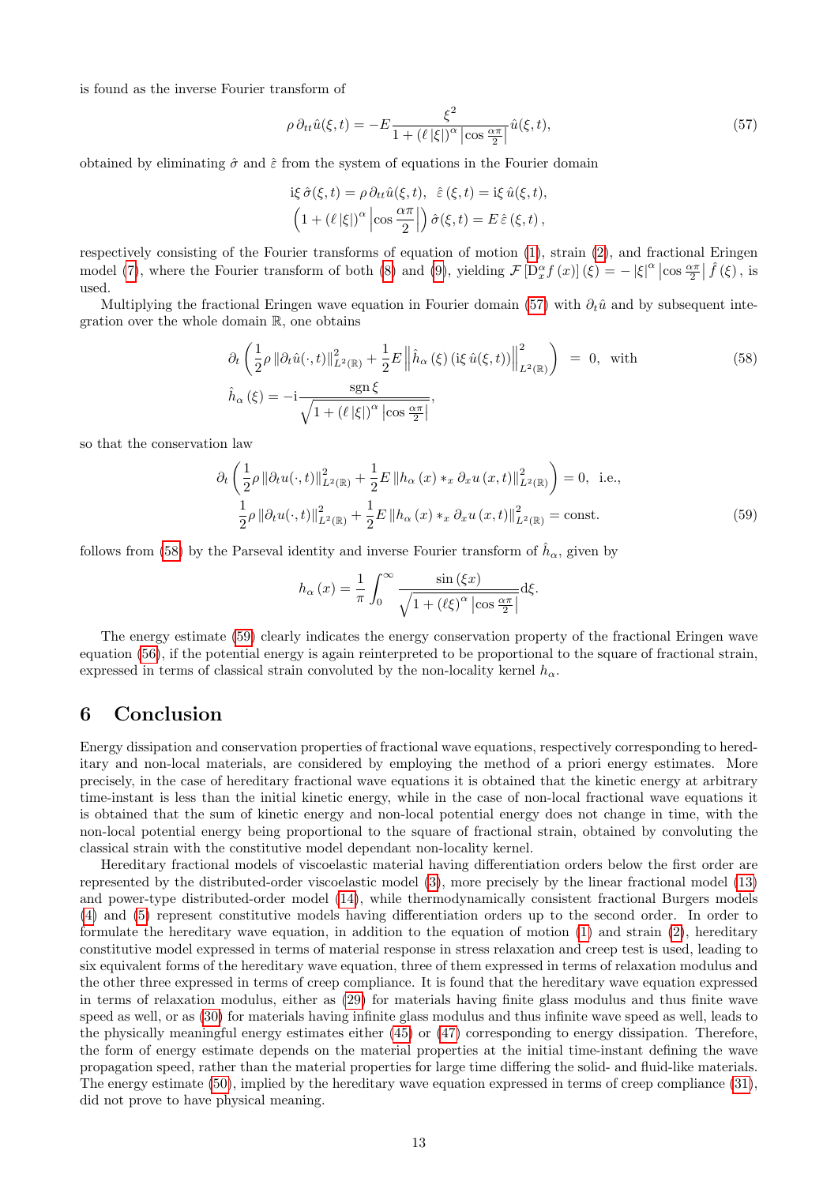is found as the inverse Fourier transform of

$$\rho\,\partial_{tt}\hat{u}(\xi,t) = -E\frac{\xi^2}{1+(\ell\,|\xi|)^\alpha\left|\cos\frac{\alpha\pi}{2}\right|}\hat{u}(\xi,t), \tag{57}$$

obtained by eliminating $\hat{\sigma}$ and $\hat{\varepsilon}$ from the system of equations in the Fourier domain

$$\mathrm{i}\xi\,\hat{\sigma}(\xi,t) = \rho\,\partial_{tt}\hat{u}(\xi,t), \quad \hat{\varepsilon}\,(\xi,t) = \mathrm{i}\xi\,\hat{u}(\xi,t),$$
$$\left(1+(\ell\,|\xi|)^\alpha\left|\cos\frac{\alpha\pi}{2}\right|\right)\hat{\sigma}(\xi,t) = E\,\hat{\varepsilon}\,(\xi,t)\,,$$

respectively consisting of the Fourier transforms of equation of motion (1), strain (2), and fractional Eringen model (7), where the Fourier transform of both (8) and (9), yielding $\mathcal{F}\left[\mathrm{D}_x^\alpha f\,(x)\right](\xi) = -\left|\xi\right|^\alpha\left|\cos\frac{\alpha\pi}{2}\right|\hat{f}\,(\xi)\,,$ is used.

Multiplying the fractional Eringen wave equation in Fourier domain (57) with $\partial_t\hat{u}$ and by subsequent integration over the whole domain $\mathbb{R}$, one obtains

$$\partial_t\left(\frac{1}{2}\rho\left\|\partial_t\hat{u}(\cdot,t)\right\|^2_{L^2(\mathbb{R})}+\frac{1}{2}E\left\|\hat{h}_\alpha\,(\xi)\,(\mathrm{i}\xi\,\hat{u}(\xi,t))\right\|^2_{L^2(\mathbb{R})}\right) = 0, \text{ with} \tag{58}$$
$$\hat{h}_\alpha\,(\xi) = -\mathrm{i}\frac{\operatorname{sgn}\xi}{\sqrt{1+(\ell\,|\xi|)^\alpha\left|\cos\frac{\alpha\pi}{2}\right|}},$$

so that the conservation law

$$\partial_t\left(\frac{1}{2}\rho\left\|\partial_t u(\cdot,t)\right\|^2_{L^2(\mathbb{R})}+\frac{1}{2}E\left\|h_\alpha\,(x) *_x \partial_x u\,(x,t)\right\|^2_{L^2(\mathbb{R})}\right) = 0, \text{ i.e.,}$$
$$\frac{1}{2}\rho\left\|\partial_t u(\cdot,t)\right\|^2_{L^2(\mathbb{R})}+\frac{1}{2}E\left\|h_\alpha\,(x) *_x \partial_x u\,(x,t)\right\|^2_{L^2(\mathbb{R})} = \text{const.} \tag{59}$$

follows from (58) by the Parseval identity and inverse Fourier transform of $\hat{h}_\alpha$, given by

$$h_\alpha\,(x) = \frac{1}{\pi}\int_0^\infty\frac{\sin(\xi x)}{\sqrt{1+(\ell\xi)^\alpha\left|\cos\frac{\alpha\pi}{2}\right|}}\mathrm{d}\xi.$$

The energy estimate (59) clearly indicates the energy conservation property of the fractional Eringen wave equation (56), if the potential energy is again reinterpreted to be proportional to the square of fractional strain, expressed in terms of classical strain convoluted by the non-locality kernel $h_\alpha$.

# 6 Conclusion

Energy dissipation and conservation properties of fractional wave equations, respectively corresponding to hereditary and non-local materials, are considered by employing the method of a priori energy estimates. More precisely, in the case of hereditary fractional wave equations it is obtained that the kinetic energy at arbitrary time-instant is less than the initial kinetic energy, while in the case of non-local fractional wave equations it is obtained that the sum of kinetic energy and non-local potential energy does not change in time, with the non-local potential energy being proportional to the square of fractional strain, obtained by convoluting the classical strain with the constitutive model dependant non-locality kernel.

Hereditary fractional models of viscoelastic material having differentiation orders below the first order are represented by the distributed-order viscoelastic model (3), more precisely by the linear fractional model (13) and power-type distributed-order model (14), while thermodynamically consistent fractional Burgers models (4) and (5) represent constitutive models having differentiation orders up to the second order. In order to formulate the hereditary wave equation, in addition to the equation of motion (1) and strain (2), hereditary constitutive model expressed in terms of material response in stress relaxation and creep test is used, leading to six equivalent forms of the hereditary wave equation, three of them expressed in terms of relaxation modulus and the other three expressed in terms of creep compliance. It is found that the hereditary wave equation expressed in terms of relaxation modulus, either as (29) for materials having finite glass modulus and thus finite wave speed as well, or as (30) for materials having infinite glass modulus and thus infinite wave speed as well, leads to the physically meaningful energy estimates either (45) or (47) corresponding to energy dissipation. Therefore, the form of energy estimate depends on the material properties at the initial time-instant defining the wave propagation speed, rather than the material properties for large time differing the solid- and fluid-like materials. The energy estimate (50), implied by the hereditary wave equation expressed in terms of creep compliance (31), did not prove to have physical meaning.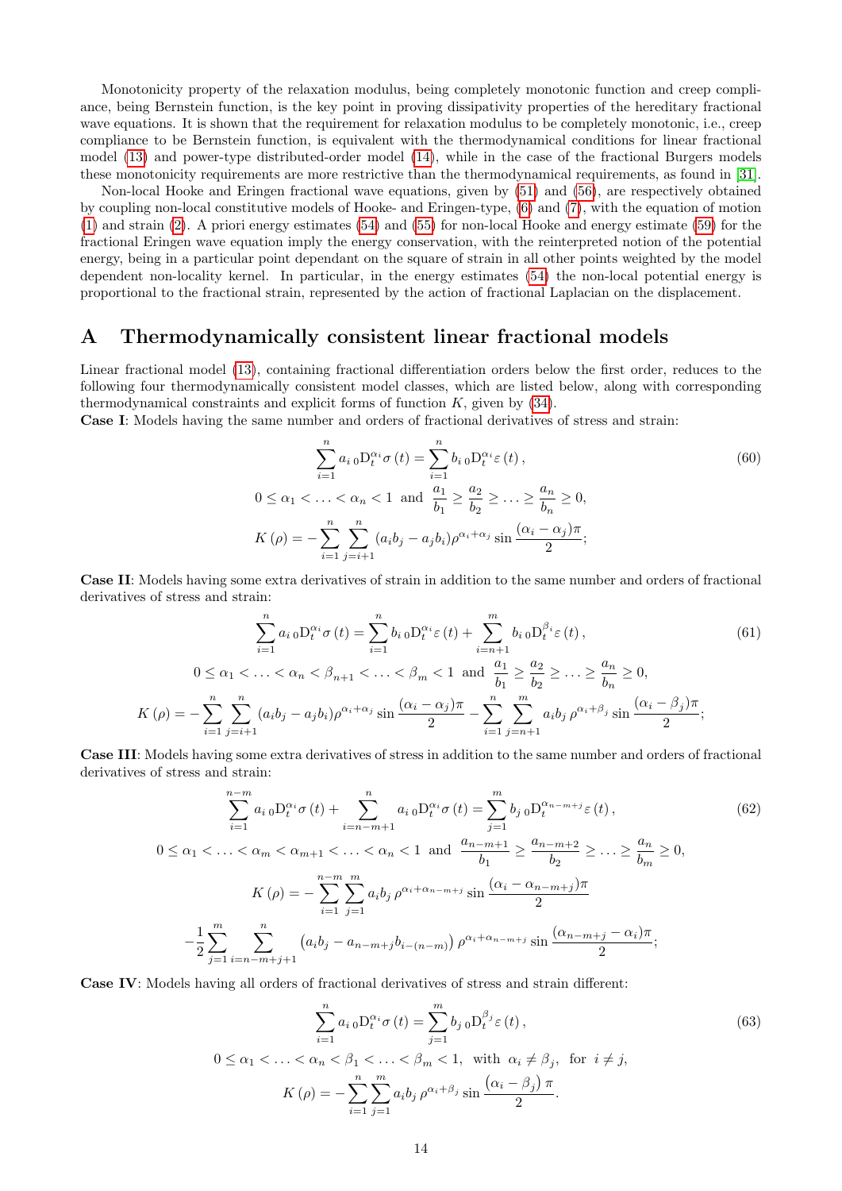Monotonicity property of the relaxation modulus, being completely monotonic function and creep compliance, being Bernstein function, is the key point in proving dissipativity properties of the hereditary fractional wave equations. It is shown that the requirement for relaxation modulus to be completely monotonic, i.e., creep compliance to be Bernstein function, is equivalent with the thermodynamical conditions for linear fractional model (13) and power-type distributed-order model (14), while in the case of the fractional Burgers models these monotonicity requirements are more restrictive than the thermodynamical requirements, as found in [31].

Non-local Hooke and Eringen fractional wave equations, given by (51) and (56), are respectively obtained by coupling non-local constitutive models of Hooke- and Eringen-type, (6) and (7), with the equation of motion (1) and strain (2). A priori energy estimates (54) and (55) for non-local Hooke and energy estimate (59) for the fractional Eringen wave equation imply the energy conservation, with the reinterpreted notion of the potential energy, being in a particular point dependant on the square of strain in all other points weighted by the model dependent non-locality kernel. In particular, in the energy estimates (54) the non-local potential energy is proportional to the fractional strain, represented by the action of fractional Laplacian on the displacement.

# A Thermodynamically consistent linear fractional models

Linear fractional model (13), containing fractional differentiation orders below the first order, reduces to the following four thermodynamically consistent model classes, which are listed below, along with corresponding thermodynamical constraints and explicit forms of function $K$, given by (34).

**Case I**: Models having the same number and orders of fractional derivatives of stress and strain:

$$\sum_{i=1}^{n} a_i \, {}_0\mathrm{D}_t^{\alpha_i} \sigma(t) = \sum_{i=1}^{n} b_i \, {}_0\mathrm{D}_t^{\alpha_i} \varepsilon(t), \tag{60}$$

$$0 \leq \alpha_1 < \ldots < \alpha_n < 1 \quad \text{and} \quad \frac{a_1}{b_1} \geq \frac{a_2}{b_2} \geq \ldots \geq \frac{a_n}{b_n} \geq 0,$$

$$K(\rho) = -\sum_{i=1}^{n} \sum_{j=i+1}^{n} (a_i b_j - a_j b_i) \rho^{\alpha_i + \alpha_j} \sin \frac{(\alpha_i - \alpha_j)\pi}{2};$$

**Case II**: Models having some extra derivatives of strain in addition to the same number and orders of fractional derivatives of stress and strain:

$$\sum_{i=1}^{n} a_i \, {}_0\mathrm{D}_t^{\alpha_i} \sigma(t) = \sum_{i=1}^{n} b_i \, {}_0\mathrm{D}_t^{\alpha_i} \varepsilon(t) + \sum_{i=n+1}^{m} b_i \, {}_0\mathrm{D}_t^{\beta_i} \varepsilon(t), \tag{61}$$

$$0 \leq \alpha_1 < \ldots < \alpha_n < \beta_{n+1} < \ldots < \beta_m < 1 \quad \text{and} \quad \frac{a_1}{b_1} \geq \frac{a_2}{b_2} \geq \ldots \geq \frac{a_n}{b_n} \geq 0,$$

$$K(\rho) = -\sum_{i=1}^{n} \sum_{j=i+1}^{n} (a_i b_j - a_j b_i) \rho^{\alpha_i + \alpha_j} \sin \frac{(\alpha_i - \alpha_j)\pi}{2} - \sum_{i=1}^{n} \sum_{j=n+1}^{m} a_i b_j \, \rho^{\alpha_i + \beta_j} \sin \frac{(\alpha_i - \beta_j)\pi}{2};$$

**Case III**: Models having some extra derivatives of stress in addition to the same number and orders of fractional derivatives of stress and strain:

$$\sum_{i=1}^{n-m} a_i \, {}_0\mathrm{D}_t^{\alpha_i} \sigma(t) + \sum_{i=n-m+1}^{n} a_i \, {}_0\mathrm{D}_t^{\alpha_i} \sigma(t) = \sum_{j=1}^{m} b_j \, {}_0\mathrm{D}_t^{\alpha_{n-m+j}} \varepsilon(t), \tag{62}$$

$$0 \leq \alpha_1 < \ldots < \alpha_m < \alpha_{m+1} < \ldots < \alpha_n < 1 \quad \text{and} \quad \frac{a_{n-m+1}}{b_1} \geq \frac{a_{n-m+2}}{b_2} \geq \ldots \geq \frac{a_n}{b_m} \geq 0,$$

$$K(\rho) = -\sum_{i=1}^{n-m} \sum_{j=1}^{m} a_i b_j \, \rho^{\alpha_i + \alpha_{n-m+j}} \sin \frac{(\alpha_i - \alpha_{n-m+j})\pi}{2}$$

$$-\frac{1}{2} \sum_{j=1}^{m} \sum_{i=n-m+j+1}^{n} \left( a_i b_j - a_{n-m+j} b_{i-(n-m)} \right) \rho^{\alpha_i + \alpha_{n-m+j}} \sin \frac{(\alpha_{n-m+j} - \alpha_i)\pi}{2};$$

**Case IV**: Models having all orders of fractional derivatives of stress and strain different:

$$\sum_{i=1}^{n} a_i \, {}_0\mathrm{D}_t^{\alpha_i} \sigma(t) = \sum_{j=1}^{m} b_j \, {}_0\mathrm{D}_t^{\beta_j} \varepsilon(t), \tag{63}$$

$$0 \leq \alpha_1 < \ldots < \alpha_n < \beta_1 < \ldots < \beta_m < 1, \quad \text{with} \quad \alpha_i \neq \beta_j, \quad \text{for} \quad i \neq j,$$

$$K(\rho) = -\sum_{i=1}^{n} \sum_{j=1}^{m} a_i b_j \, \rho^{\alpha_i + \beta_j} \sin \frac{(\alpha_i - \beta_j)\pi}{2}.$$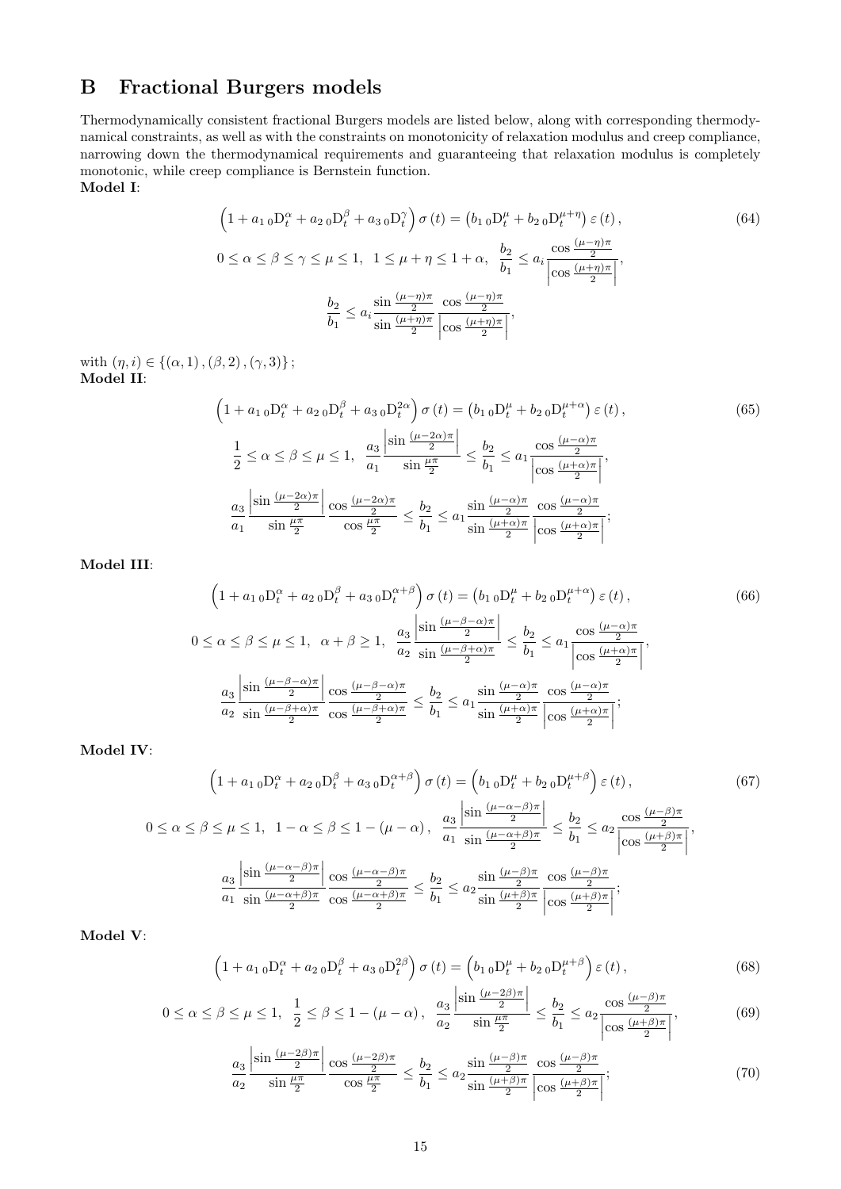## B Fractional Burgers models

Thermodynamically consistent fractional Burgers models are listed below, along with corresponding thermodynamical constraints, as well as with the constraints on monotonicity of relaxation modulus and creep compliance, narrowing down the thermodynamical requirements and guaranteeing that relaxation modulus is completely monotonic, while creep compliance is Bernstein function.

**Model I**:

$$\left(1 + a_1 \, {}_0\mathrm{D}_t^{\alpha} + a_2 \, {}_0\mathrm{D}_t^{\beta} + a_3 \, {}_0\mathrm{D}_t^{\gamma}\right) \sigma(t) = \left(b_1 \, {}_0\mathrm{D}_t^{\mu} + b_2 \, {}_0\mathrm{D}_t^{\mu+\eta}\right) \varepsilon(t), \tag{64}$$

$$0 \leq \alpha \leq \beta \leq \gamma \leq \mu \leq 1, \quad 1 \leq \mu + \eta \leq 1 + \alpha, \quad \frac{b_2}{b_1} \leq a_i \frac{\cos\frac{(\mu-\eta)\pi}{2}}{\left|\cos\frac{(\mu+\eta)\pi}{2}\right|},$$

$$\frac{b_2}{b_1} \leq a_i \frac{\sin\frac{(\mu-\eta)\pi}{2}}{\sin\frac{(\mu+\eta)\pi}{2}} \frac{\cos\frac{(\mu-\eta)\pi}{2}}{\left|\cos\frac{(\mu+\eta)\pi}{2}\right|},$$

with $(\eta, i) \in \{(\alpha, 1), (\beta, 2), (\gamma, 3)\}$;

**Model II**:

$$\left(1 + a_1 \, {}_0\mathrm{D}_t^{\alpha} + a_2 \, {}_0\mathrm{D}_t^{\beta} + a_3 \, {}_0\mathrm{D}_t^{2\alpha}\right) \sigma(t) = \left(b_1 \, {}_0\mathrm{D}_t^{\mu} + b_2 \, {}_0\mathrm{D}_t^{\mu+\alpha}\right) \varepsilon(t), \tag{65}$$

$$\frac{1}{2} \leq \alpha \leq \beta \leq \mu \leq 1, \quad \frac{a_3}{a_1} \frac{\left|\sin\frac{(\mu-2\alpha)\pi}{2}\right|}{\sin\frac{\mu\pi}{2}} \leq \frac{b_2}{b_1} \leq a_1 \frac{\cos\frac{(\mu-\alpha)\pi}{2}}{\left|\cos\frac{(\mu+\alpha)\pi}{2}\right|},$$

$$\frac{a_3}{a_1} \frac{\left|\sin\frac{(\mu-2\alpha)\pi}{2}\right|}{\sin\frac{\mu\pi}{2}} \frac{\cos\frac{(\mu-2\alpha)\pi}{2}}{\cos\frac{\mu\pi}{2}} \leq \frac{b_2}{b_1} \leq a_1 \frac{\sin\frac{(\mu-\alpha)\pi}{2}}{\sin\frac{(\mu+\alpha)\pi}{2}} \frac{\cos\frac{(\mu-\alpha)\pi}{2}}{\left|\cos\frac{(\mu+\alpha)\pi}{2}\right|};$$

**Model III**:

$$\left(1 + a_1 \, {}_0\mathrm{D}_t^{\alpha} + a_2 \, {}_0\mathrm{D}_t^{\beta} + a_3 \, {}_0\mathrm{D}_t^{\alpha+\beta}\right) \sigma(t) = \left(b_1 \, {}_0\mathrm{D}_t^{\mu} + b_2 \, {}_0\mathrm{D}_t^{\mu+\alpha}\right) \varepsilon(t), \tag{66}$$

$$0 \leq \alpha \leq \beta \leq \mu \leq 1, \quad \alpha + \beta \geq 1, \quad \frac{a_3}{a_2} \frac{\left|\sin\frac{(\mu-\beta-\alpha)\pi}{2}\right|}{\sin\frac{(\mu-\beta+\alpha)\pi}{2}} \leq \frac{b_2}{b_1} \leq a_1 \frac{\cos\frac{(\mu-\alpha)\pi}{2}}{\left|\cos\frac{(\mu+\alpha)\pi}{2}\right|},$$

$$\frac{a_3}{a_2} \frac{\left|\sin\frac{(\mu-\beta-\alpha)\pi}{2}\right|}{\sin\frac{(\mu-\beta+\alpha)\pi}{2}} \frac{\cos\frac{(\mu-\beta-\alpha)\pi}{2}}{\cos\frac{(\mu-\beta+\alpha)\pi}{2}} \leq \frac{b_2}{b_1} \leq a_1 \frac{\sin\frac{(\mu-\alpha)\pi}{2}}{\sin\frac{(\mu+\alpha)\pi}{2}} \frac{\cos\frac{(\mu-\alpha)\pi}{2}}{\left|\cos\frac{(\mu+\alpha)\pi}{2}\right|};$$

**Model IV**:

$$\left(1 + a_1 \, {}_0\mathrm{D}_t^{\alpha} + a_2 \, {}_0\mathrm{D}_t^{\beta} + a_3 \, {}_0\mathrm{D}_t^{\alpha+\beta}\right) \sigma(t) = \left(b_1 \, {}_0\mathrm{D}_t^{\mu} + b_2 \, {}_0\mathrm{D}_t^{\mu+\beta}\right) \varepsilon(t), \tag{67}$$

$$0 \leq \alpha \leq \beta \leq \mu \leq 1, \quad 1 - \alpha \leq \beta \leq 1 - (\mu - \alpha), \quad \frac{a_3}{a_1} \frac{\left|\sin\frac{(\mu-\alpha-\beta)\pi}{2}\right|}{\sin\frac{(\mu-\alpha+\beta)\pi}{2}} \leq \frac{b_2}{b_1} \leq a_2 \frac{\cos\frac{(\mu-\beta)\pi}{2}}{\left|\cos\frac{(\mu+\beta)\pi}{2}\right|},$$

$$\frac{a_3}{a_1} \frac{\left|\sin\frac{(\mu-\alpha-\beta)\pi}{2}\right|}{\sin\frac{(\mu-\alpha+\beta)\pi}{2}} \frac{\cos\frac{(\mu-\alpha-\beta)\pi}{2}}{\cos\frac{(\mu-\alpha+\beta)\pi}{2}} \leq \frac{b_2}{b_1} \leq a_2 \frac{\sin\frac{(\mu-\beta)\pi}{2}}{\sin\frac{(\mu+\beta)\pi}{2}} \frac{\cos\frac{(\mu-\beta)\pi}{2}}{\left|\cos\frac{(\mu+\beta)\pi}{2}\right|};$$

**Model V**:

$$\left(1 + a_1 \, {}_0\mathrm{D}_t^{\alpha} + a_2 \, {}_0\mathrm{D}_t^{\beta} + a_3 \, {}_0\mathrm{D}_t^{2\beta}\right) \sigma(t) = \left(b_1 \, {}_0\mathrm{D}_t^{\mu} + b_2 \, {}_0\mathrm{D}_t^{\mu+\beta}\right) \varepsilon(t), \tag{68}$$

$$0 \leq \alpha \leq \beta \leq \mu \leq 1, \quad \frac{1}{2} \leq \beta \leq 1 - (\mu - \alpha), \quad \frac{a_3}{a_2} \frac{\left|\sin\frac{(\mu-2\beta)\pi}{2}\right|}{\sin\frac{\mu\pi}{2}} \leq \frac{b_2}{b_1} \leq a_2 \frac{\cos\frac{(\mu-\beta)\pi}{2}}{\left|\cos\frac{(\mu+\beta)\pi}{2}\right|}, \tag{69}$$

$$\frac{a_3}{a_2} \frac{\left|\sin\frac{(\mu-2\beta)\pi}{2}\right|}{\sin\frac{\mu\pi}{2}} \frac{\cos\frac{(\mu-2\beta)\pi}{2}}{\cos\frac{\mu\pi}{2}} \leq \frac{b_2}{b_1} \leq a_2 \frac{\sin\frac{(\mu-\beta)\pi}{2}}{\sin\frac{(\mu+\beta)\pi}{2}} \frac{\cos\frac{(\mu-\beta)\pi}{2}}{\left|\cos\frac{(\mu+\beta)\pi}{2}\right|}; \tag{70}$$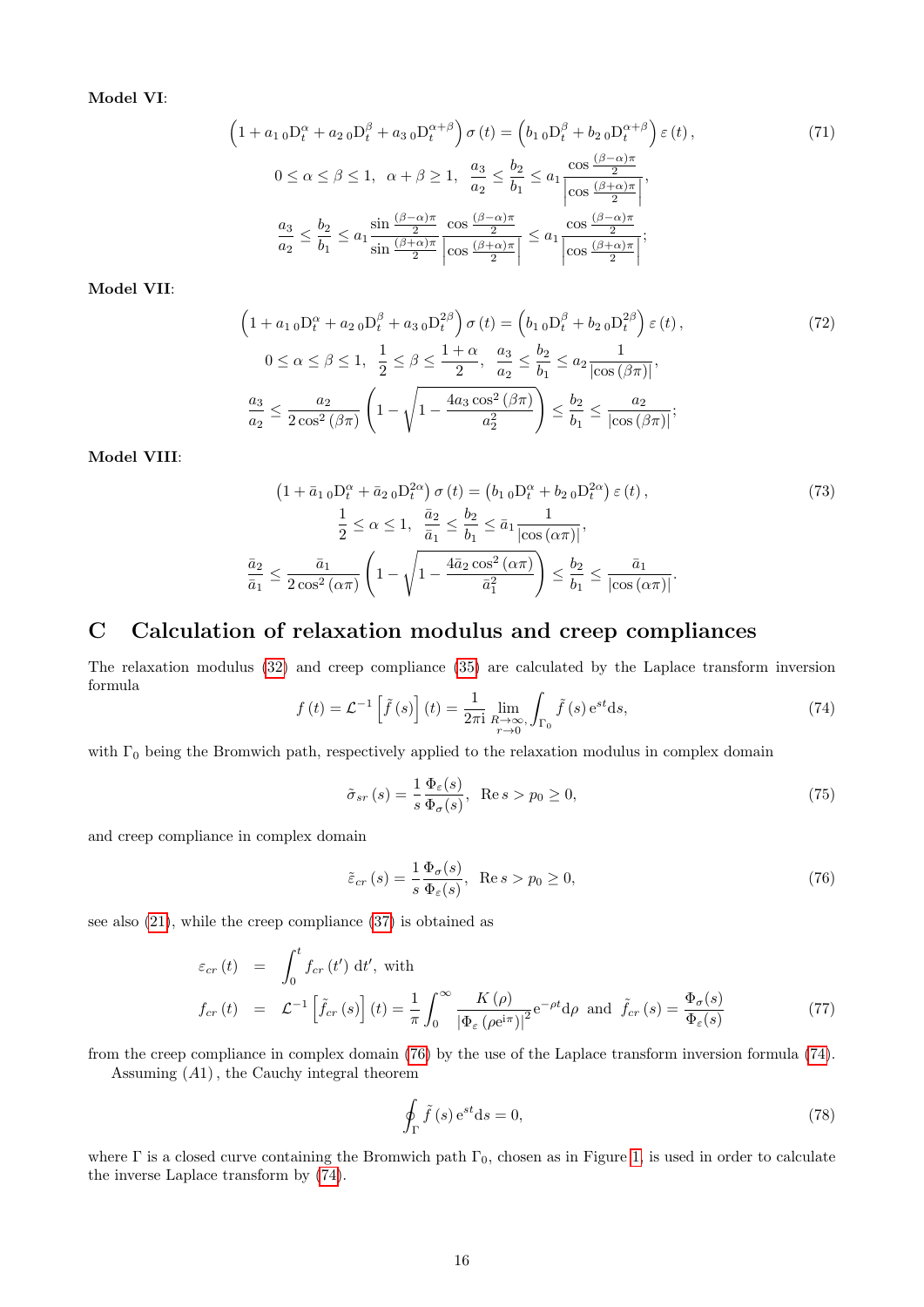**Model VI**:

$$\left(1+a_1\,{}_0\mathrm{D}_t^{\alpha}+a_2\,{}_0\mathrm{D}_t^{\beta}+a_3\,{}_0\mathrm{D}_t^{\alpha+\beta}\right)\sigma\left(t\right)=\left(b_1\,{}_0\mathrm{D}_t^{\beta}+b_2\,{}_0\mathrm{D}_t^{\alpha+\beta}\right)\varepsilon\left(t\right), \tag{71}$$

$$0\leq\alpha\leq\beta\leq1,\quad\alpha+\beta\geq1,\quad\frac{a_3}{a_2}\leq\frac{b_2}{b_1}\leq a_1\frac{\cos\frac{(\beta-\alpha)\pi}{2}}{\left|\cos\frac{(\beta+\alpha)\pi}{2}\right|},$$

$$\frac{a_3}{a_2}\leq\frac{b_2}{b_1}\leq a_1\frac{\sin\frac{(\beta-\alpha)\pi}{2}}{\sin\frac{(\beta+\alpha)\pi}{2}}\frac{\cos\frac{(\beta-\alpha)\pi}{2}}{\left|\cos\frac{(\beta+\alpha)\pi}{2}\right|}\leq a_1\frac{\cos\frac{(\beta-\alpha)\pi}{2}}{\left|\cos\frac{(\beta+\alpha)\pi}{2}\right|};$$

**Model VII**:

$$\left(1+a_1\,{}_0\mathrm{D}_t^{\alpha}+a_2\,{}_0\mathrm{D}_t^{\beta}+a_3\,{}_0\mathrm{D}_t^{2\beta}\right)\sigma\left(t\right)=\left(b_1\,{}_0\mathrm{D}_t^{\beta}+b_2\,{}_0\mathrm{D}_t^{2\beta}\right)\varepsilon\left(t\right), \tag{72}$$

$$0\leq\alpha\leq\beta\leq1,\quad\frac{1}{2}\leq\beta\leq\frac{1+\alpha}{2},\quad\frac{a_3}{a_2}\leq\frac{b_2}{b_1}\leq a_2\frac{1}{\left|\cos\left(\beta\pi\right)\right|},$$

$$\frac{a_3}{a_2}\leq\frac{a_2}{2\cos^2\left(\beta\pi\right)}\left(1-\sqrt{1-\frac{4a_3\cos^2\left(\beta\pi\right)}{a_2^2}}\right)\leq\frac{b_2}{b_1}\leq\frac{a_2}{\left|\cos\left(\beta\pi\right)\right|};$$

**Model VIII**:

$$\left(1+\bar{a}_1\,{}_0\mathrm{D}_t^{\alpha}+\bar{a}_2\,{}_0\mathrm{D}_t^{2\alpha}\right)\sigma\left(t\right)=\left(b_1\,{}_0\mathrm{D}_t^{\alpha}+b_2\,{}_0\mathrm{D}_t^{2\alpha}\right)\varepsilon\left(t\right), \tag{73}$$

$$\frac{1}{2}\leq\alpha\leq1,\quad\frac{\bar{a}_2}{\bar{a}_1}\leq\frac{b_2}{b_1}\leq\bar{a}_1\frac{1}{\left|\cos\left(\alpha\pi\right)\right|},$$

$$\frac{\bar{a}_2}{\bar{a}_1}\leq\frac{\bar{a}_1}{2\cos^2\left(\alpha\pi\right)}\left(1-\sqrt{1-\frac{4\bar{a}_2\cos^2\left(\alpha\pi\right)}{\bar{a}_1^2}}\right)\leq\frac{b_2}{b_1}\leq\frac{\bar{a}_1}{\left|\cos\left(\alpha\pi\right)\right|}.$$

# C Calculation of relaxation modulus and creep compliances

The relaxation modulus (32) and creep compliance (35) are calculated by the Laplace transform inversion formula

$$f\left(t\right)=\mathcal{L}^{-1}\left[\tilde{f}\left(s\right)\right]\left(t\right)=\frac{1}{2\pi\mathrm{i}}\lim_{\substack{R\to\infty,\\ r\to0}}\int_{\Gamma_0}\tilde{f}\left(s\right)\mathrm{e}^{st}\mathrm{d}s, \tag{74}$$

with $\Gamma_0$ being the Bromwich path, respectively applied to the relaxation modulus in complex domain

$$\tilde{\sigma}_{sr}\left(s\right)=\frac{1}{s}\frac{\Phi_{\varepsilon}(s)}{\Phi_{\sigma}(s)},\quad\operatorname{Re}s>p_0\geq0, \tag{75}$$

and creep compliance in complex domain

$$\tilde{\varepsilon}_{cr}\left(s\right)=\frac{1}{s}\frac{\Phi_{\sigma}(s)}{\Phi_{\varepsilon}(s)},\quad\operatorname{Re}s>p_0\geq0, \tag{76}$$

see also (21), while the creep compliance (37) is obtained as

$$\begin{aligned}\varepsilon_{cr}\left(t\right)&=\int_0^t f_{cr}\left(t'\right)\mathrm{d}t',\text{ with}\\ f_{cr}\left(t\right)&=\mathcal{L}^{-1}\left[\tilde{f}_{cr}\left(s\right)\right]\left(t\right)=\frac{1}{\pi}\int_0^{\infty}\frac{K\left(\rho\right)}{\left|\Phi_{\varepsilon}\left(\rho\mathrm{e}^{\mathrm{i}\pi}\right)\right|^2}\mathrm{e}^{-\rho t}\mathrm{d}\rho\text{ and }\tilde{f}_{cr}\left(s\right)=\frac{\Phi_{\sigma}(s)}{\Phi_{\varepsilon}(s)}\end{aligned} \tag{77}$$

from the creep compliance in complex domain (76) by the use of the Laplace transform inversion formula (74).

Assuming $(A1)$, the Cauchy integral theorem

$$\oint_{\Gamma}\tilde{f}\left(s\right)\mathrm{e}^{st}\mathrm{d}s=0, \tag{78}$$

where $\Gamma$ is a closed curve containing the Bromwich path $\Gamma_0$, chosen as in Figure 1, is used in order to calculate the inverse Laplace transform by (74).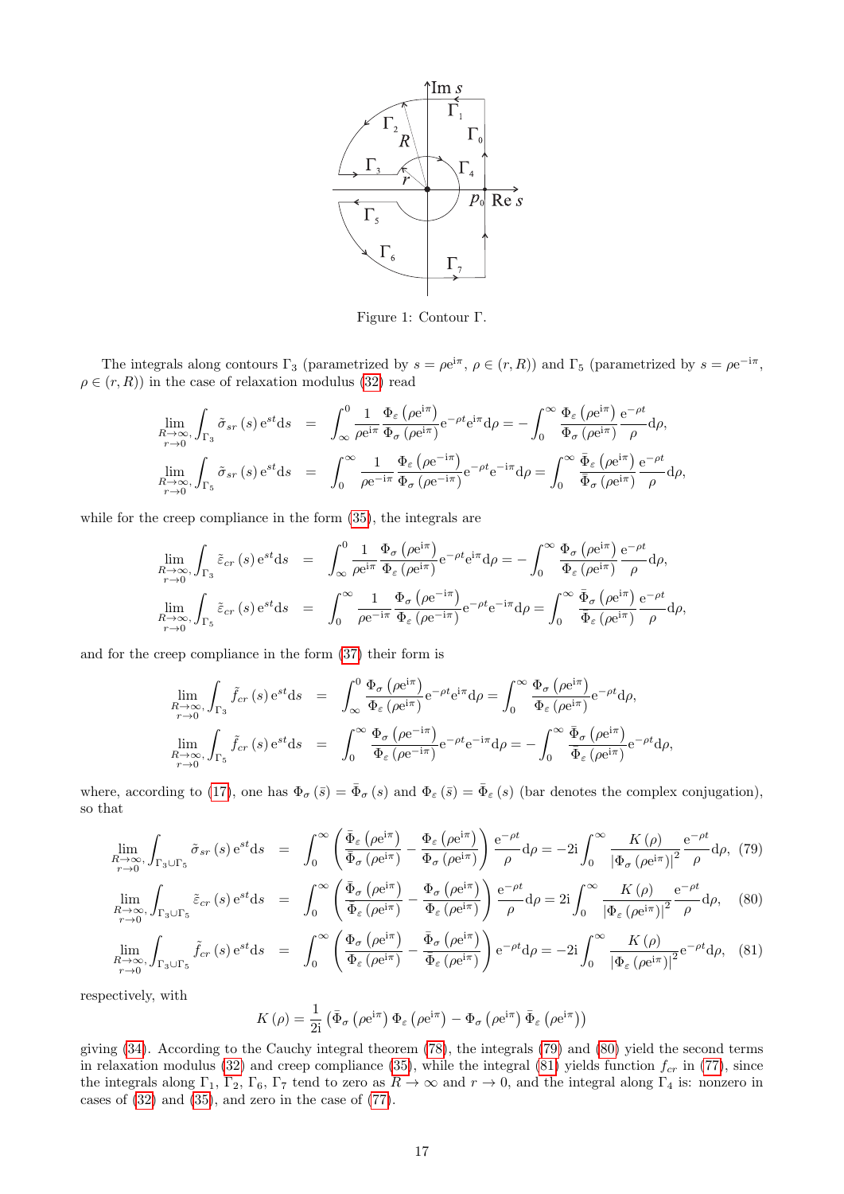Figure 1: Contour $\Gamma$.

The integrals along contours $\Gamma_3$ (parametrized by $s=\rho\mathrm{e}^{\mathrm{i}\pi}$, $\rho\in(r,R)$) and $\Gamma_5$ (parametrized by $s=\rho\mathrm{e}^{-\mathrm{i}\pi}$, $\rho\in(r,R)$) in the case of relaxation modulus (32) read

$$
\begin{aligned}
\lim_{\substack{R\to\infty,\\ r\to 0}}\int_{\Gamma_3}\tilde{\sigma}_{sr}(s)\,\mathrm{e}^{st}\mathrm{d}s &= \int_{\infty}^{0}\frac{1}{\rho\mathrm{e}^{\mathrm{i}\pi}}\frac{\Phi_{\varepsilon}(\rho\mathrm{e}^{\mathrm{i}\pi})}{\Phi_{\sigma}(\rho\mathrm{e}^{\mathrm{i}\pi})}\mathrm{e}^{-\rho t}\mathrm{e}^{\mathrm{i}\pi}\mathrm{d}\rho = -\int_{0}^{\infty}\frac{\Phi_{\varepsilon}(\rho\mathrm{e}^{\mathrm{i}\pi})}{\Phi_{\sigma}(\rho\mathrm{e}^{\mathrm{i}\pi})}\frac{\mathrm{e}^{-\rho t}}{\rho}\mathrm{d}\rho,\\
\lim_{\substack{R\to\infty,\\ r\to 0}}\int_{\Gamma_5}\tilde{\sigma}_{sr}(s)\,\mathrm{e}^{st}\mathrm{d}s &= \int_{0}^{\infty}\frac{1}{\rho\mathrm{e}^{-\mathrm{i}\pi}}\frac{\Phi_{\varepsilon}(\rho\mathrm{e}^{-\mathrm{i}\pi})}{\Phi_{\sigma}(\rho\mathrm{e}^{-\mathrm{i}\pi})}\mathrm{e}^{-\rho t}\mathrm{e}^{-\mathrm{i}\pi}\mathrm{d}\rho = \int_{0}^{\infty}\frac{\bar{\Phi}_{\varepsilon}(\rho\mathrm{e}^{\mathrm{i}\pi})}{\bar{\Phi}_{\sigma}(\rho\mathrm{e}^{\mathrm{i}\pi})}\frac{\mathrm{e}^{-\rho t}}{\rho}\mathrm{d}\rho,
\end{aligned}
$$

while for the creep compliance in the form (35), the integrals are

$$
\begin{aligned}
\lim_{\substack{R\to\infty,\\ r\to 0}}\int_{\Gamma_3}\tilde{\varepsilon}_{cr}(s)\,\mathrm{e}^{st}\mathrm{d}s &= \int_{\infty}^{0}\frac{1}{\rho\mathrm{e}^{\mathrm{i}\pi}}\frac{\Phi_{\sigma}(\rho\mathrm{e}^{\mathrm{i}\pi})}{\Phi_{\varepsilon}(\rho\mathrm{e}^{\mathrm{i}\pi})}\mathrm{e}^{-\rho t}\mathrm{e}^{\mathrm{i}\pi}\mathrm{d}\rho = -\int_{0}^{\infty}\frac{\Phi_{\sigma}(\rho\mathrm{e}^{\mathrm{i}\pi})}{\Phi_{\varepsilon}(\rho\mathrm{e}^{\mathrm{i}\pi})}\frac{\mathrm{e}^{-\rho t}}{\rho}\mathrm{d}\rho,\\
\lim_{\substack{R\to\infty,\\ r\to 0}}\int_{\Gamma_5}\tilde{\varepsilon}_{cr}(s)\,\mathrm{e}^{st}\mathrm{d}s &= \int_{0}^{\infty}\frac{1}{\rho\mathrm{e}^{-\mathrm{i}\pi}}\frac{\Phi_{\sigma}(\rho\mathrm{e}^{-\mathrm{i}\pi})}{\Phi_{\varepsilon}(\rho\mathrm{e}^{-\mathrm{i}\pi})}\mathrm{e}^{-\rho t}\mathrm{e}^{-\mathrm{i}\pi}\mathrm{d}\rho = \int_{0}^{\infty}\frac{\bar{\Phi}_{\sigma}(\rho\mathrm{e}^{\mathrm{i}\pi})}{\bar{\Phi}_{\varepsilon}(\rho\mathrm{e}^{\mathrm{i}\pi})}\frac{\mathrm{e}^{-\rho t}}{\rho}\mathrm{d}\rho,
\end{aligned}
$$

and for the creep compliance in the form (37) their form is

$$
\begin{aligned}
\lim_{\substack{R\to\infty,\\ r\to 0}}\int_{\Gamma_3}\tilde{f}_{cr}(s)\,\mathrm{e}^{st}\mathrm{d}s &= \int_{\infty}^{0}\frac{\Phi_{\sigma}(\rho\mathrm{e}^{\mathrm{i}\pi})}{\Phi_{\varepsilon}(\rho\mathrm{e}^{\mathrm{i}\pi})}\mathrm{e}^{-\rho t}\mathrm{e}^{\mathrm{i}\pi}\mathrm{d}\rho = \int_{0}^{\infty}\frac{\Phi_{\sigma}(\rho\mathrm{e}^{\mathrm{i}\pi})}{\Phi_{\varepsilon}(\rho\mathrm{e}^{\mathrm{i}\pi})}\mathrm{e}^{-\rho t}\mathrm{d}\rho,\\
\lim_{\substack{R\to\infty,\\ r\to 0}}\int_{\Gamma_5}\tilde{f}_{cr}(s)\,\mathrm{e}^{st}\mathrm{d}s &= \int_{0}^{\infty}\frac{\Phi_{\sigma}(\rho\mathrm{e}^{-\mathrm{i}\pi})}{\Phi_{\varepsilon}(\rho\mathrm{e}^{-\mathrm{i}\pi})}\mathrm{e}^{-\rho t}\mathrm{e}^{-\mathrm{i}\pi}\mathrm{d}\rho = -\int_{0}^{\infty}\frac{\bar{\Phi}_{\sigma}(\rho\mathrm{e}^{\mathrm{i}\pi})}{\bar{\Phi}_{\varepsilon}(\rho\mathrm{e}^{\mathrm{i}\pi})}\mathrm{e}^{-\rho t}\mathrm{d}\rho,
\end{aligned}
$$

where, according to (17), one has $\Phi_{\sigma}(\bar{s})=\bar{\Phi}_{\sigma}(s)$ and $\Phi_{\varepsilon}(\bar{s})=\bar{\Phi}_{\varepsilon}(s)$ (bar denotes the complex conjugation), so that

$$
\lim_{\substack{R\to\infty,\\ r\to 0}}\int_{\Gamma_3\cup\Gamma_5}\tilde{\sigma}_{sr}(s)\,\mathrm{e}^{st}\mathrm{d}s = \int_{0}^{\infty}\left(\frac{\bar{\Phi}_{\varepsilon}(\rho\mathrm{e}^{\mathrm{i}\pi})}{\bar{\Phi}_{\sigma}(\rho\mathrm{e}^{\mathrm{i}\pi})}-\frac{\Phi_{\varepsilon}(\rho\mathrm{e}^{\mathrm{i}\pi})}{\Phi_{\sigma}(\rho\mathrm{e}^{\mathrm{i}\pi})}\right)\frac{\mathrm{e}^{-\rho t}}{\rho}\mathrm{d}\rho = -2\mathrm{i}\int_{0}^{\infty}\frac{K(\rho)}{|\Phi_{\sigma}(\rho\mathrm{e}^{\mathrm{i}\pi})|^{2}}\frac{\mathrm{e}^{-\rho t}}{\rho}\mathrm{d}\rho, \tag{79}
$$

$$
\lim_{\substack{R\to\infty,\\ r\to 0}}\int_{\Gamma_3\cup\Gamma_5}\tilde{\varepsilon}_{cr}(s)\,\mathrm{e}^{st}\mathrm{d}s = \int_{0}^{\infty}\left(\frac{\bar{\Phi}_{\sigma}(\rho\mathrm{e}^{\mathrm{i}\pi})}{\bar{\Phi}_{\varepsilon}(\rho\mathrm{e}^{\mathrm{i}\pi})}-\frac{\Phi_{\sigma}(\rho\mathrm{e}^{\mathrm{i}\pi})}{\Phi_{\varepsilon}(\rho\mathrm{e}^{\mathrm{i}\pi})}\right)\frac{\mathrm{e}^{-\rho t}}{\rho}\mathrm{d}\rho = 2\mathrm{i}\int_{0}^{\infty}\frac{K(\rho)}{|\Phi_{\varepsilon}(\rho\mathrm{e}^{\mathrm{i}\pi})|^{2}}\frac{\mathrm{e}^{-\rho t}}{\rho}\mathrm{d}\rho, \tag{80}
$$

$$
\lim_{\substack{R\to\infty,\\ r\to 0}}\int_{\Gamma_3\cup\Gamma_5}\tilde{f}_{cr}(s)\,\mathrm{e}^{st}\mathrm{d}s = \int_{0}^{\infty}\left(\frac{\Phi_{\sigma}(\rho\mathrm{e}^{\mathrm{i}\pi})}{\Phi_{\varepsilon}(\rho\mathrm{e}^{\mathrm{i}\pi})}-\frac{\bar{\Phi}_{\sigma}(\rho\mathrm{e}^{\mathrm{i}\pi})}{\bar{\Phi}_{\varepsilon}(\rho\mathrm{e}^{\mathrm{i}\pi})}\right)\mathrm{e}^{-\rho t}\mathrm{d}\rho = -2\mathrm{i}\int_{0}^{\infty}\frac{K(\rho)}{|\Phi_{\varepsilon}(\rho\mathrm{e}^{\mathrm{i}\pi})|^{2}}\mathrm{e}^{-\rho t}\mathrm{d}\rho, \tag{81}
$$

respectively, with

$$
K(\rho)=\frac{1}{2\mathrm{i}}\left(\bar{\Phi}_{\sigma}(\rho\mathrm{e}^{\mathrm{i}\pi})\,\Phi_{\varepsilon}(\rho\mathrm{e}^{\mathrm{i}\pi})-\Phi_{\sigma}(\rho\mathrm{e}^{\mathrm{i}\pi})\,\bar{\Phi}_{\varepsilon}(\rho\mathrm{e}^{\mathrm{i}\pi})\right)
$$

giving (34). According to the Cauchy integral theorem (78), the integrals (79) and (80) yield the second terms in relaxation modulus (32) and creep compliance (35), while the integral (81) yields function $f_{cr}$ in (77), since the integrals along $\Gamma_1$, $\Gamma_2$, $\Gamma_6$, $\Gamma_7$ tend to zero as $R\to\infty$ and $r\to 0$, and the integral along $\Gamma_4$ is: nonzero in cases of (32) and (35), and zero in the case of (77).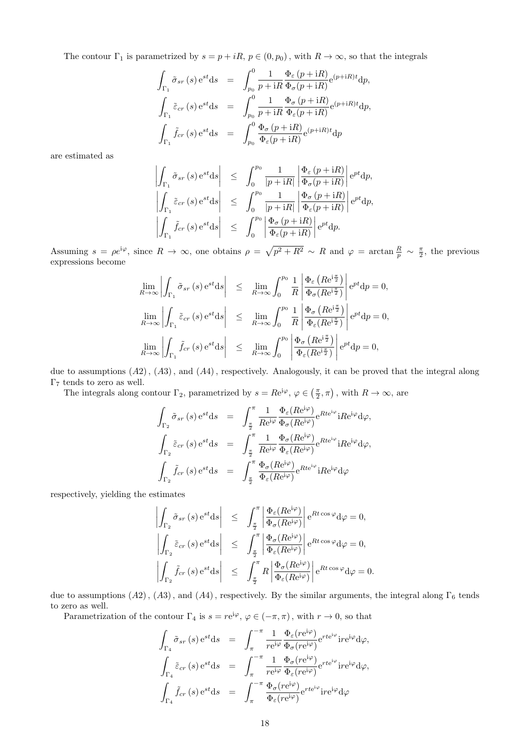The contour $\Gamma_1$ is parametrized by $s = p + iR$, $p \in (0, p_0)$, with $R \to \infty$, so that the integrals

$$
\begin{aligned}
\int_{\Gamma_1} \tilde{\sigma}_{sr}(s)\,\mathrm{e}^{st}\mathrm{d}s &= \int_{p_0}^{0} \frac{1}{p+\mathrm{i}R}\frac{\Phi_\varepsilon(p+\mathrm{i}R)}{\Phi_\sigma(p+\mathrm{i}R)}\mathrm{e}^{(p+\mathrm{i}R)t}\mathrm{d}p,\\
\int_{\Gamma_1} \tilde{\varepsilon}_{cr}(s)\,\mathrm{e}^{st}\mathrm{d}s &= \int_{p_0}^{0} \frac{1}{p+\mathrm{i}R}\frac{\Phi_\sigma(p+\mathrm{i}R)}{\Phi_\varepsilon(p+\mathrm{i}R)}\mathrm{e}^{(p+\mathrm{i}R)t}\mathrm{d}p,\\
\int_{\Gamma_1} \tilde{f}_{cr}(s)\,\mathrm{e}^{st}\mathrm{d}s &= \int_{p_0}^{0} \frac{\Phi_\sigma(p+\mathrm{i}R)}{\Phi_\varepsilon(p+\mathrm{i}R)}\mathrm{e}^{(p+\mathrm{i}R)t}\mathrm{d}p
\end{aligned}
$$

are estimated as

$$
\begin{aligned}
\left|\int_{\Gamma_1} \tilde{\sigma}_{sr}(s)\,\mathrm{e}^{st}\mathrm{d}s\right| &\leq \int_{0}^{p_0} \frac{1}{|p+\mathrm{i}R|}\left|\frac{\Phi_\varepsilon(p+\mathrm{i}R)}{\Phi_\sigma(p+\mathrm{i}R)}\right|\mathrm{e}^{pt}\mathrm{d}p,\\
\left|\int_{\Gamma_1} \tilde{\varepsilon}_{cr}(s)\,\mathrm{e}^{st}\mathrm{d}s\right| &\leq \int_{0}^{p_0} \frac{1}{|p+\mathrm{i}R|}\left|\frac{\Phi_\sigma(p+\mathrm{i}R)}{\Phi_\varepsilon(p+\mathrm{i}R)}\right|\mathrm{e}^{pt}\mathrm{d}p,\\
\left|\int_{\Gamma_1} \tilde{f}_{cr}(s)\,\mathrm{e}^{st}\mathrm{d}s\right| &\leq \int_{0}^{p_0} \left|\frac{\Phi_\sigma(p+\mathrm{i}R)}{\Phi_\varepsilon(p+\mathrm{i}R)}\right|\mathrm{e}^{pt}\mathrm{d}p.
\end{aligned}
$$

Assuming $s = \rho e^{\mathrm{i}\varphi}$, since $R \to \infty$, one obtains $\rho = \sqrt{p^2+R^2} \sim R$ and $\varphi = \arctan\frac{R}{p} \sim \frac{\pi}{2}$, the previous expressions become

$$
\begin{aligned}
\lim_{R\to\infty}\left|\int_{\Gamma_1} \tilde{\sigma}_{sr}(s)\,\mathrm{e}^{st}\mathrm{d}s\right| &\leq \lim_{R\to\infty}\int_{0}^{p_0} \frac{1}{R}\left|\frac{\Phi_\varepsilon\left(R\mathrm{e}^{\mathrm{i}\frac{\pi}{2}}\right)}{\Phi_\sigma(R\mathrm{e}^{\mathrm{i}\frac{\pi}{2}})}\right|\mathrm{e}^{pt}\mathrm{d}p = 0,\\
\lim_{R\to\infty}\left|\int_{\Gamma_1} \tilde{\varepsilon}_{cr}(s)\,\mathrm{e}^{st}\mathrm{d}s\right| &\leq \lim_{R\to\infty}\int_{0}^{p_0} \frac{1}{R}\left|\frac{\Phi_\sigma\left(R\mathrm{e}^{\mathrm{i}\frac{\pi}{2}}\right)}{\Phi_\varepsilon(R\mathrm{e}^{\mathrm{i}\frac{\pi}{2}})}\right|\mathrm{e}^{pt}\mathrm{d}p = 0,\\
\lim_{R\to\infty}\left|\int_{\Gamma_1} \tilde{f}_{cr}(s)\,\mathrm{e}^{st}\mathrm{d}s\right| &\leq \lim_{R\to\infty}\int_{0}^{p_0} \left|\frac{\Phi_\sigma\left(R\mathrm{e}^{\mathrm{i}\frac{\pi}{2}}\right)}{\Phi_\varepsilon(R\mathrm{e}^{\mathrm{i}\frac{\pi}{2}})}\right|\mathrm{e}^{pt}\mathrm{d}p = 0,
\end{aligned}
$$

due to assumptions $(A2)$, $(A3)$, and $(A4)$, respectively. Analogously, it can be proved that the integral along $\Gamma_7$ tends to zero as well.

The integrals along contour $\Gamma_2$, parametrized by $s = R\mathrm{e}^{\mathrm{i}\varphi}$, $\varphi \in \left(\frac{\pi}{2}, \pi\right)$, with $R \to \infty$, are

$$
\begin{aligned}
\int_{\Gamma_2} \tilde{\sigma}_{sr}(s)\,\mathrm{e}^{st}\mathrm{d}s &= \int_{\frac{\pi}{2}}^{\pi} \frac{1}{R\mathrm{e}^{\mathrm{i}\varphi}}\frac{\Phi_\varepsilon(R\mathrm{e}^{\mathrm{i}\varphi})}{\Phi_\sigma(R\mathrm{e}^{\mathrm{i}\varphi})}\mathrm{e}^{Rt\mathrm{e}^{\mathrm{i}\varphi}}\mathrm{i}R\mathrm{e}^{\mathrm{i}\varphi}\mathrm{d}\varphi,\\
\int_{\Gamma_2} \tilde{\varepsilon}_{cr}(s)\,\mathrm{e}^{st}\mathrm{d}s &= \int_{\frac{\pi}{2}}^{\pi} \frac{1}{R\mathrm{e}^{\mathrm{i}\varphi}}\frac{\Phi_\sigma(R\mathrm{e}^{\mathrm{i}\varphi})}{\Phi_\varepsilon(R\mathrm{e}^{\mathrm{i}\varphi})}\mathrm{e}^{Rt\mathrm{e}^{\mathrm{i}\varphi}}\mathrm{i}R\mathrm{e}^{\mathrm{i}\varphi}\mathrm{d}\varphi,\\
\int_{\Gamma_2} \tilde{f}_{cr}(s)\,\mathrm{e}^{st}\mathrm{d}s &= \int_{\frac{\pi}{2}}^{\pi} \frac{\Phi_\sigma(R\mathrm{e}^{\mathrm{i}\varphi})}{\Phi_\varepsilon(R\mathrm{e}^{\mathrm{i}\varphi})}\mathrm{e}^{Rt\mathrm{e}^{\mathrm{i}\varphi}}\mathrm{i}R\mathrm{e}^{\mathrm{i}\varphi}\mathrm{d}\varphi
\end{aligned}
$$

respectively, yielding the estimates

$$
\begin{aligned}
\left|\int_{\Gamma_2} \tilde{\sigma}_{sr}(s)\,\mathrm{e}^{st}\mathrm{d}s\right| &\leq \int_{\frac{\pi}{2}}^{\pi} \left|\frac{\Phi_\varepsilon(R\mathrm{e}^{\mathrm{i}\varphi})}{\Phi_\sigma(R\mathrm{e}^{\mathrm{i}\varphi})}\right|\mathrm{e}^{Rt\cos\varphi}\mathrm{d}\varphi = 0,\\
\left|\int_{\Gamma_2} \tilde{\varepsilon}_{cr}(s)\,\mathrm{e}^{st}\mathrm{d}s\right| &\leq \int_{\frac{\pi}{2}}^{\pi} \left|\frac{\Phi_\sigma(R\mathrm{e}^{\mathrm{i}\varphi})}{\Phi_\varepsilon(R\mathrm{e}^{\mathrm{i}\varphi})}\right|\mathrm{e}^{Rt\cos\varphi}\mathrm{d}\varphi = 0,\\
\left|\int_{\Gamma_2} \tilde{f}_{cr}(s)\,\mathrm{e}^{st}\mathrm{d}s\right| &\leq \int_{\frac{\pi}{2}}^{\pi} R\left|\frac{\Phi_\sigma(R\mathrm{e}^{\mathrm{i}\varphi})}{\Phi_\varepsilon(R\mathrm{e}^{\mathrm{i}\varphi})}\right|\mathrm{e}^{Rt\cos\varphi}\mathrm{d}\varphi = 0.
\end{aligned}
$$

due to assumptions $(A2)$, $(A3)$, and $(A4)$, respectively. By the similar arguments, the integral along $\Gamma_6$ tends to zero as well.

Parametrization of the contour $\Gamma_4$ is $s = r\mathrm{e}^{\mathrm{i}\varphi}$, $\varphi \in (-\pi, \pi)$, with $r \to 0$, so that

$$
\begin{aligned}
\int_{\Gamma_4} \tilde{\sigma}_{sr}(s)\,\mathrm{e}^{st}\mathrm{d}s &= \int_{\pi}^{-\pi} \frac{1}{r\mathrm{e}^{\mathrm{i}\varphi}}\frac{\Phi_\varepsilon(r\mathrm{e}^{\mathrm{i}\varphi})}{\Phi_\sigma(r\mathrm{e}^{\mathrm{i}\varphi})}\mathrm{e}^{rt\mathrm{e}^{\mathrm{i}\varphi}}\mathrm{i}r\mathrm{e}^{\mathrm{i}\varphi}\mathrm{d}\varphi,\\
\int_{\Gamma_4} \tilde{\varepsilon}_{cr}(s)\,\mathrm{e}^{st}\mathrm{d}s &= \int_{\pi}^{-\pi} \frac{1}{r\mathrm{e}^{\mathrm{i}\varphi}}\frac{\Phi_\sigma(r\mathrm{e}^{\mathrm{i}\varphi})}{\Phi_\varepsilon(r\mathrm{e}^{\mathrm{i}\varphi})}\mathrm{e}^{rt\mathrm{e}^{\mathrm{i}\varphi}}\mathrm{i}r\mathrm{e}^{\mathrm{i}\varphi}\mathrm{d}\varphi,\\
\int_{\Gamma_4} \tilde{f}_{cr}(s)\,\mathrm{e}^{st}\mathrm{d}s &= \int_{\pi}^{-\pi} \frac{\Phi_\sigma(r\mathrm{e}^{\mathrm{i}\varphi})}{\Phi_\varepsilon(r\mathrm{e}^{\mathrm{i}\varphi})}\mathrm{e}^{rt\mathrm{e}^{\mathrm{i}\varphi}}\mathrm{i}r\mathrm{e}^{\mathrm{i}\varphi}\mathrm{d}\varphi
\end{aligned}
$$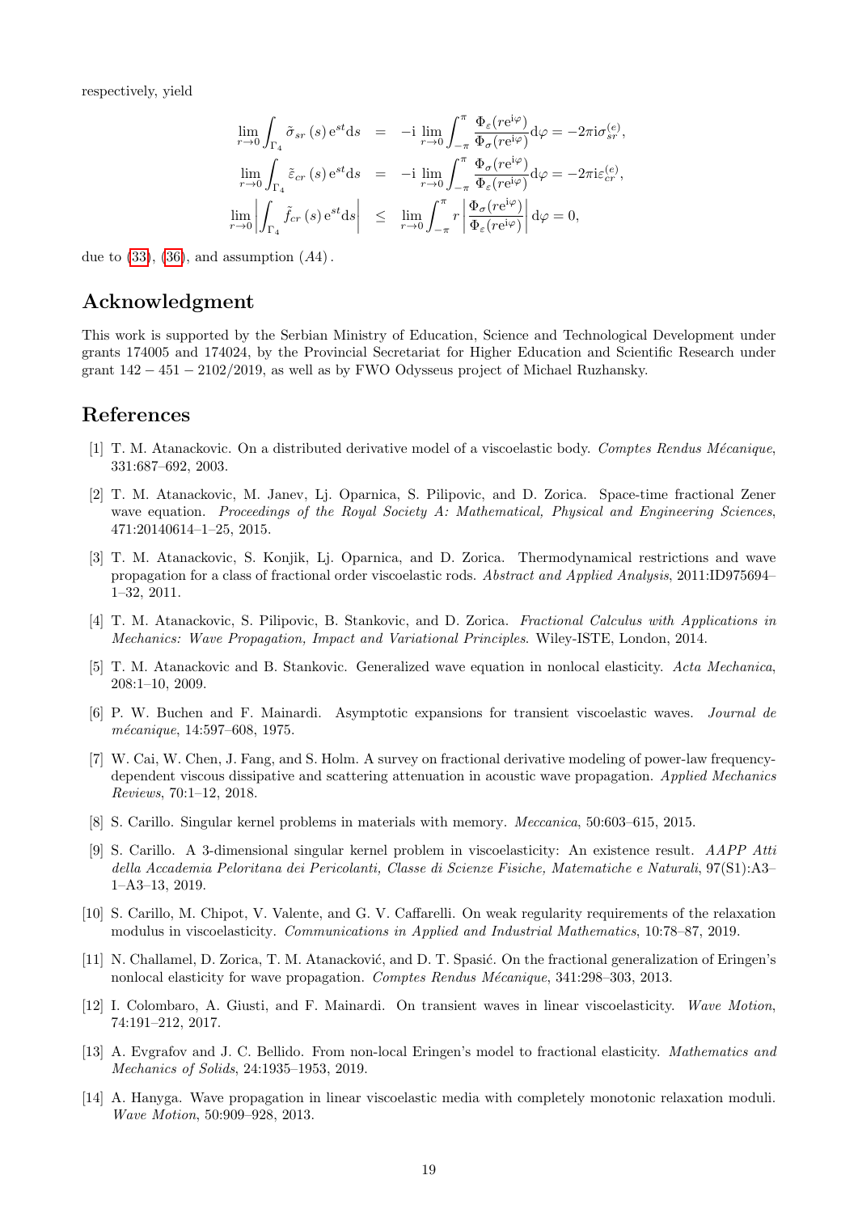respectively, yield

$$
\begin{aligned}
\lim_{r\to 0}\int_{\Gamma_4}\tilde{\sigma}_{sr}\left(s\right)\mathrm{e}^{st}\mathrm{d}s &= -\mathrm{i}\lim_{r\to 0}\int_{-\pi}^{\pi}\frac{\Phi_{\varepsilon}(r\mathrm{e}^{\mathrm{i}\varphi})}{\Phi_{\sigma}(r\mathrm{e}^{\mathrm{i}\varphi})}\mathrm{d}\varphi = -2\pi\mathrm{i}\sigma_{sr}^{(e)},\\
\lim_{r\to 0}\int_{\Gamma_4}\tilde{\varepsilon}_{cr}\left(s\right)\mathrm{e}^{st}\mathrm{d}s &= -\mathrm{i}\lim_{r\to 0}\int_{-\pi}^{\pi}\frac{\Phi_{\sigma}(r\mathrm{e}^{\mathrm{i}\varphi})}{\Phi_{\varepsilon}(r\mathrm{e}^{\mathrm{i}\varphi})}\mathrm{d}\varphi = -2\pi\mathrm{i}\varepsilon_{cr}^{(e)},\\
\lim_{r\to 0}\left|\int_{\Gamma_4}\tilde{f}_{cr}\left(s\right)\mathrm{e}^{st}\mathrm{d}s\right| &\leq \lim_{r\to 0}\int_{-\pi}^{\pi}r\left|\frac{\Phi_{\sigma}(r\mathrm{e}^{\mathrm{i}\varphi})}{\Phi_{\varepsilon}(r\mathrm{e}^{\mathrm{i}\varphi})}\right|\mathrm{d}\varphi = 0,
\end{aligned}
$$

due to (33), (36), and assumption $(A4)$.

## Acknowledgment

This work is supported by the Serbian Ministry of Education, Science and Technological Development under grants 174005 and 174024, by the Provincial Secretariat for Higher Education and Scientific Research under grant $142-451-2102/2019$, as well as by FWO Odysseus project of Michael Ruzhansky.

## References

[1] T. M. Atanackovic. On a distributed derivative model of a viscoelastic body. *Comptes Rendus Mécanique*, 331:687–692, 2003.

[2] T. M. Atanackovic, M. Janev, Lj. Oparnica, S. Pilipovic, and D. Zorica. Space-time fractional Zener wave equation. *Proceedings of the Royal Society A: Mathematical, Physical and Engineering Sciences*, 471:20140614–1–25, 2015.

[3] T. M. Atanackovic, S. Konjik, Lj. Oparnica, and D. Zorica. Thermodynamical restrictions and wave propagation for a class of fractional order viscoelastic rods. *Abstract and Applied Analysis*, 2011:ID975694–1–32, 2011.

[4] T. M. Atanackovic, S. Pilipovic, B. Stankovic, and D. Zorica. *Fractional Calculus with Applications in Mechanics: Wave Propagation, Impact and Variational Principles*. Wiley-ISTE, London, 2014.

[5] T. M. Atanackovic and B. Stankovic. Generalized wave equation in nonlocal elasticity. *Acta Mechanica*, 208:1–10, 2009.

[6] P. W. Buchen and F. Mainardi. Asymptotic expansions for transient viscoelastic waves. *Journal de mécanique*, 14:597–608, 1975.

[7] W. Cai, W. Chen, J. Fang, and S. Holm. A survey on fractional derivative modeling of power-law frequency-dependent viscous dissipative and scattering attenuation in acoustic wave propagation. *Applied Mechanics Reviews*, 70:1–12, 2018.

[8] S. Carillo. Singular kernel problems in materials with memory. *Meccanica*, 50:603–615, 2015.

[9] S. Carillo. A 3-dimensional singular kernel problem in viscoelasticity: An existence result. *AAPP Atti della Accademia Peloritana dei Pericolanti, Classe di Scienze Fisiche, Matematiche e Naturali*, 97(S1):A3–1–A3–13, 2019.

[10] S. Carillo, M. Chipot, V. Valente, and G. V. Caffarelli. On weak regularity requirements of the relaxation modulus in viscoelasticity. *Communications in Applied and Industrial Mathematics*, 10:78–87, 2019.

[11] N. Challamel, D. Zorica, T. M. Atanacković, and D. T. Spasić. On the fractional generalization of Eringen's nonlocal elasticity for wave propagation. *Comptes Rendus Mécanique*, 341:298–303, 2013.

[12] I. Colombaro, A. Giusti, and F. Mainardi. On transient waves in linear viscoelasticity. *Wave Motion*, 74:191–212, 2017.

[13] A. Evgrafov and J. C. Bellido. From non-local Eringen's model to fractional elasticity. *Mathematics and Mechanics of Solids*, 24:1935–1953, 2019.

[14] A. Hanyga. Wave propagation in linear viscoelastic media with completely monotonic relaxation moduli. *Wave Motion*, 50:909–928, 2013.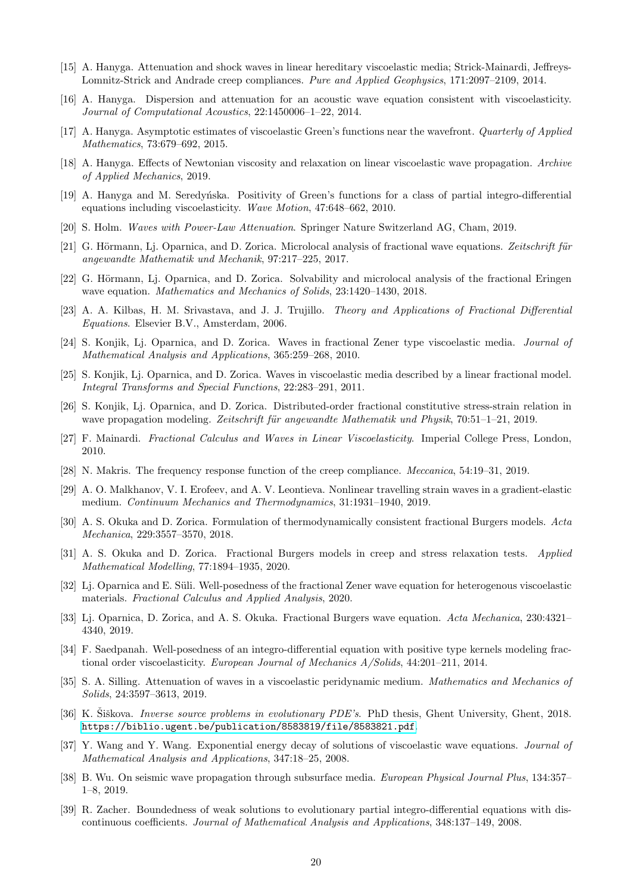[15] A. Hanyga. Attenuation and shock waves in linear hereditary viscoelastic media; Strick-Mainardi, Jeffreys-Lomnitz-Strick and Andrade creep compliances. *Pure and Applied Geophysics*, 171:2097–2109, 2014.

[16] A. Hanyga. Dispersion and attenuation for an acoustic wave equation consistent with viscoelasticity. *Journal of Computational Acoustics*, 22:1450006–1–22, 2014.

[17] A. Hanyga. Asymptotic estimates of viscoelastic Green's functions near the wavefront. *Quarterly of Applied Mathematics*, 73:679–692, 2015.

[18] A. Hanyga. Effects of Newtonian viscosity and relaxation on linear viscoelastic wave propagation. *Archive of Applied Mechanics*, 2019.

[19] A. Hanyga and M. Seredyńska. Positivity of Green's functions for a class of partial integro-differential equations including viscoelasticity. *Wave Motion*, 47:648–662, 2010.

[20] S. Holm. *Waves with Power-Law Attenuation*. Springer Nature Switzerland AG, Cham, 2019.

[21] G. Hörmann, Lj. Oparnica, and D. Zorica. Microlocal analysis of fractional wave equations. *Zeitschrift für angewandte Mathematik und Mechanik*, 97:217–225, 2017.

[22] G. Hörmann, Lj. Oparnica, and D. Zorica. Solvability and microlocal analysis of the fractional Eringen wave equation. *Mathematics and Mechanics of Solids*, 23:1420–1430, 2018.

[23] A. A. Kilbas, H. M. Srivastava, and J. J. Trujillo. *Theory and Applications of Fractional Differential Equations*. Elsevier B.V., Amsterdam, 2006.

[24] S. Konjik, Lj. Oparnica, and D. Zorica. Waves in fractional Zener type viscoelastic media. *Journal of Mathematical Analysis and Applications*, 365:259–268, 2010.

[25] S. Konjik, Lj. Oparnica, and D. Zorica. Waves in viscoelastic media described by a linear fractional model. *Integral Transforms and Special Functions*, 22:283–291, 2011.

[26] S. Konjik, Lj. Oparnica, and D. Zorica. Distributed-order fractional constitutive stress-strain relation in wave propagation modeling. *Zeitschrift für angewandte Mathematik und Physik*, 70:51–1–21, 2019.

[27] F. Mainardi. *Fractional Calculus and Waves in Linear Viscoelasticity*. Imperial College Press, London, 2010.

[28] N. Makris. The frequency response function of the creep compliance. *Meccanica*, 54:19–31, 2019.

[29] A. O. Malkhanov, V. I. Erofeev, and A. V. Leontieva. Nonlinear travelling strain waves in a gradient-elastic medium. *Continuum Mechanics and Thermodynamics*, 31:1931–1940, 2019.

[30] A. S. Okuka and D. Zorica. Formulation of thermodynamically consistent fractional Burgers models. *Acta Mechanica*, 229:3557–3570, 2018.

[31] A. S. Okuka and D. Zorica. Fractional Burgers models in creep and stress relaxation tests. *Applied Mathematical Modelling*, 77:1894–1935, 2020.

[32] Lj. Oparnica and E. Süli. Well-posedness of the fractional Zener wave equation for heterogenous viscoelastic materials. *Fractional Calculus and Applied Analysis*, 2020.

[33] Lj. Oparnica, D. Zorica, and A. S. Okuka. Fractional Burgers wave equation. *Acta Mechanica*, 230:4321–4340, 2019.

[34] F. Saedpanah. Well-posedness of an integro-differential equation with positive type kernels modeling fractional order viscoelasticity. *European Journal of Mechanics A/Solids*, 44:201–211, 2014.

[35] S. A. Silling. Attenuation of waves in a viscoelastic peridynamic medium. *Mathematics and Mechanics of Solids*, 24:3597–3613, 2019.

[36] K. Šiškova. *Inverse source problems in evolutionary PDE's*. PhD thesis, Ghent University, Ghent, 2018. https://biblio.ugent.be/publication/8583819/file/8583821.pdf.

[37] Y. Wang and Y. Wang. Exponential energy decay of solutions of viscoelastic wave equations. *Journal of Mathematical Analysis and Applications*, 347:18–25, 2008.

[38] B. Wu. On seismic wave propagation through subsurface media. *European Physical Journal Plus*, 134:357–1–8, 2019.

[39] R. Zacher. Boundedness of weak solutions to evolutionary partial integro-differential equations with discontinuous coefficients. *Journal of Mathematical Analysis and Applications*, 348:137–149, 2008.